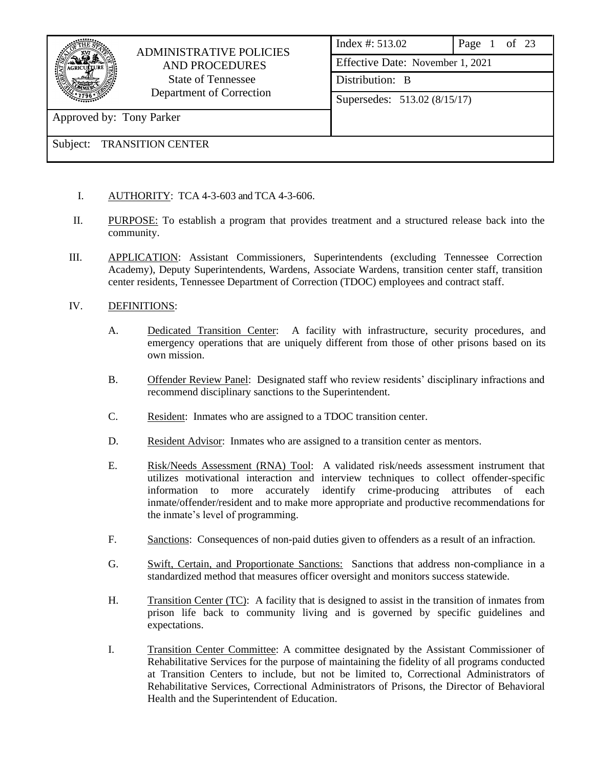| ADMINISTRATIVE POLICIES AND PROCEDURES State of Tennessee Department of Correction | Index #: 513.02 | Page 1 of 23 |
|---|---|---|
| | Effective Date: November 1, 2021 | |
| | Distribution: B | |
| | Supersedes: 513.02 (8/15/17) | |
| Approved by: Tony Parker | | |
| Subject: TRANSITION CENTER | | |

I. AUTHORITY: TCA 4-3-603 and TCA 4-3-606.

II. PURPOSE: To establish a program that provides treatment and a structured release back into the community.

III. APPLICATION: Assistant Commissioners, Superintendents (excluding Tennessee Correction Academy), Deputy Superintendents, Wardens, Associate Wardens, transition center staff, transition center residents, Tennessee Department of Correction (TDOC) employees and contract staff.

IV. DEFINITIONS:

A. Dedicated Transition Center: A facility with infrastructure, security procedures, and emergency operations that are uniquely different from those of other prisons based on its own mission.

B. Offender Review Panel: Designated staff who review residents' disciplinary infractions and recommend disciplinary sanctions to the Superintendent.

C. Resident: Inmates who are assigned to a TDOC transition center.

D. Resident Advisor: Inmates who are assigned to a transition center as mentors.

E. Risk/Needs Assessment (RNA) Tool: A validated risk/needs assessment instrument that utilizes motivational interaction and interview techniques to collect offender-specific information to more accurately identify crime-producing attributes of each inmate/offender/resident and to make more appropriate and productive recommendations for the inmate's level of programming.

F. Sanctions: Consequences of non-paid duties given to offenders as a result of an infraction.

G. Swift, Certain, and Proportionate Sanctions: Sanctions that address non-compliance in a standardized method that measures officer oversight and monitors success statewide.

H. Transition Center (TC): A facility that is designed to assist in the transition of inmates from prison life back to community living and is governed by specific guidelines and expectations.

I. Transition Center Committee: A committee designated by the Assistant Commissioner of Rehabilitative Services for the purpose of maintaining the fidelity of all programs conducted at Transition Centers to include, but not be limited to, Correctional Administrators of Rehabilitative Services, Correctional Administrators of Prisons, the Director of Behavioral Health and the Superintendent of Education.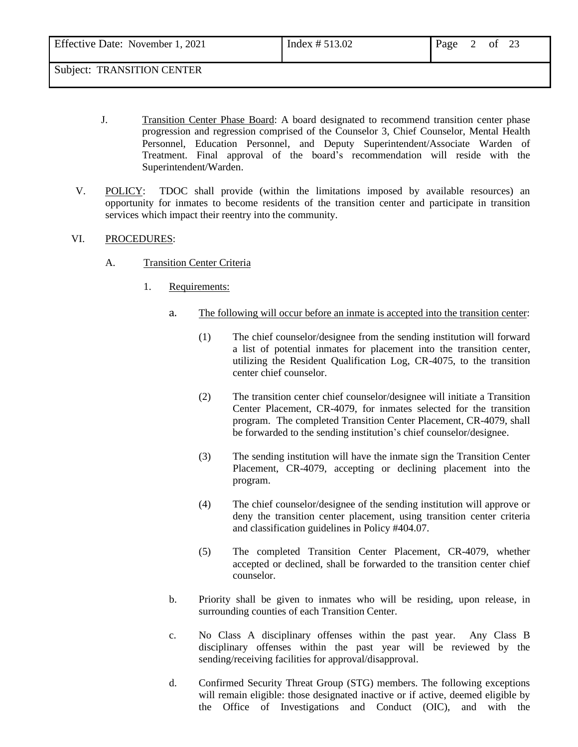J. Transition Center Phase Board: A board designated to recommend transition center phase progression and regression comprised of the Counselor 3, Chief Counselor, Mental Health Personnel, Education Personnel, and Deputy Superintendent/Associate Warden of Treatment. Final approval of the board's recommendation will reside with the Superintendent/Warden.

V. POLICY: TDOC shall provide (within the limitations imposed by available resources) an opportunity for inmates to become residents of the transition center and participate in transition services which impact their reentry into the community.

VI. PROCEDURES:

A. Transition Center Criteria

1. Requirements:

a. The following will occur before an inmate is accepted into the transition center:

(1) The chief counselor/designee from the sending institution will forward a list of potential inmates for placement into the transition center, utilizing the Resident Qualification Log, CR-4075, to the transition center chief counselor.

(2) The transition center chief counselor/designee will initiate a Transition Center Placement, CR-4079, for inmates selected for the transition program. The completed Transition Center Placement, CR-4079, shall be forwarded to the sending institution's chief counselor/designee.

(3) The sending institution will have the inmate sign the Transition Center Placement, CR-4079, accepting or declining placement into the program.

(4) The chief counselor/designee of the sending institution will approve or deny the transition center placement, using transition center criteria and classification guidelines in Policy #404.07.

(5) The completed Transition Center Placement, CR-4079, whether accepted or declined, shall be forwarded to the transition center chief counselor.

b. Priority shall be given to inmates who will be residing, upon release, in surrounding counties of each Transition Center.

c. No Class A disciplinary offenses within the past year. Any Class B disciplinary offenses within the past year will be reviewed by the sending/receiving facilities for approval/disapproval.

d. Confirmed Security Threat Group (STG) members. The following exceptions will remain eligible: those designated inactive or if active, deemed eligible by the Office of Investigations and Conduct (OIC), and with the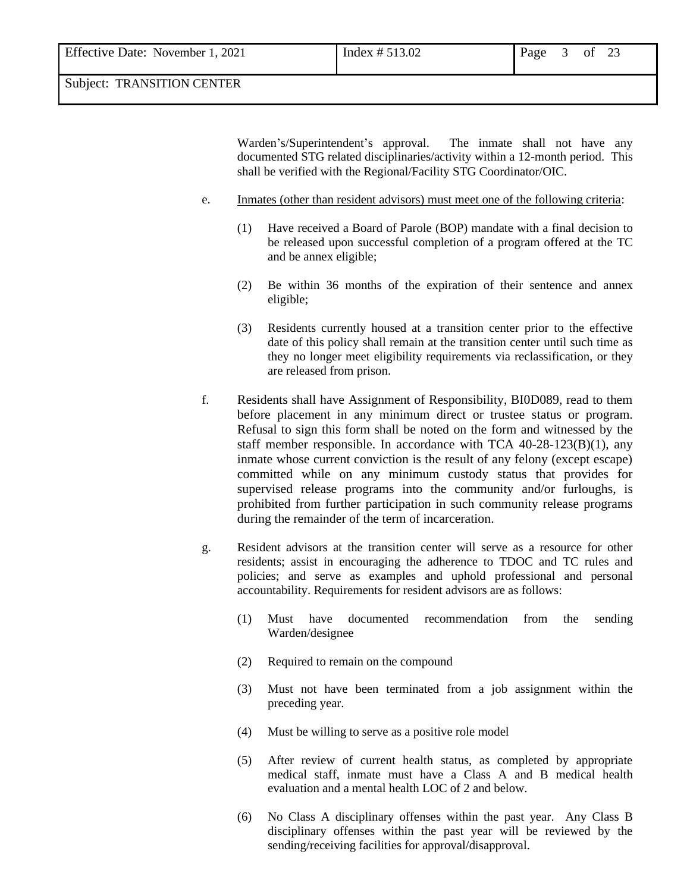Warden's/Superintendent's approval. The inmate shall not have any documented STG related disciplinaries/activity within a 12-month period. This shall be verified with the Regional/Facility STG Coordinator/OIC.

e. Inmates (other than resident advisors) must meet one of the following criteria:

(1) Have received a Board of Parole (BOP) mandate with a final decision to be released upon successful completion of a program offered at the TC and be annex eligible;

(2) Be within 36 months of the expiration of their sentence and annex eligible;

(3) Residents currently housed at a transition center prior to the effective date of this policy shall remain at the transition center until such time as they no longer meet eligibility requirements via reclassification, or they are released from prison.

f. Residents shall have Assignment of Responsibility, BI0D089, read to them before placement in any minimum direct or trustee status or program. Refusal to sign this form shall be noted on the form and witnessed by the staff member responsible. In accordance with TCA 40-28-123(B)(1), any inmate whose current conviction is the result of any felony (except escape) committed while on any minimum custody status that provides for supervised release programs into the community and/or furloughs, is prohibited from further participation in such community release programs during the remainder of the term of incarceration.

g. Resident advisors at the transition center will serve as a resource for other residents; assist in encouraging the adherence to TDOC and TC rules and policies; and serve as examples and uphold professional and personal accountability. Requirements for resident advisors are as follows:

(1) Must have documented recommendation from the sending Warden/designee

(2) Required to remain on the compound

(3) Must not have been terminated from a job assignment within the preceding year.

(4) Must be willing to serve as a positive role model

(5) After review of current health status, as completed by appropriate medical staff, inmate must have a Class A and B medical health evaluation and a mental health LOC of 2 and below.

(6) No Class A disciplinary offenses within the past year. Any Class B disciplinary offenses within the past year will be reviewed by the sending/receiving facilities for approval/disapproval.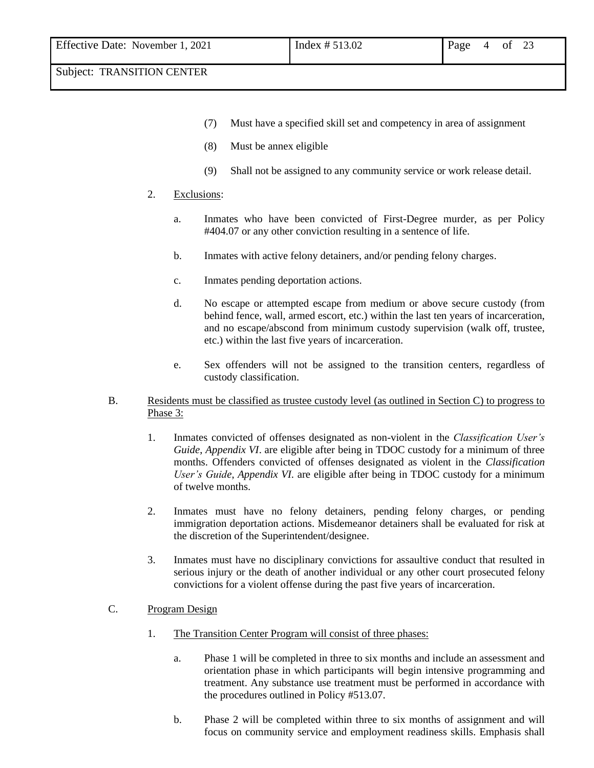(7) Must have a specified skill set and competency in area of assignment

(8) Must be annex eligible

(9) Shall not be assigned to any community service or work release detail.

2. <u>Exclusions</u>:

   a. Inmates who have been convicted of First-Degree murder, as per Policy #404.07 or any other conviction resulting in a sentence of life.

   b. Inmates with active felony detainers, and/or pending felony charges.

   c. Inmates pending deportation actions.

   d. No escape or attempted escape from medium or above secure custody (from behind fence, wall, armed escort, etc.) within the last ten years of incarceration, and no escape/abscond from minimum custody supervision (walk off, trustee, etc.) within the last five years of incarceration.

   e. Sex offenders will not be assigned to the transition centers, regardless of custody classification.

B. <u>Residents must be classified as trustee custody level (as outlined in Section C) to progress to Phase 3:</u>

   1. Inmates convicted of offenses designated as non-violent in the *Classification User's Guide*, *Appendix VI*. are eligible after being in TDOC custody for a minimum of three months. Offenders convicted of offenses designated as violent in the *Classification User's Guide*, *Appendix VI*. are eligible after being in TDOC custody for a minimum of twelve months.

   2. Inmates must have no felony detainers, pending felony charges, or pending immigration deportation actions. Misdemeanor detainers shall be evaluated for risk at the discretion of the Superintendent/designee.

   3. Inmates must have no disciplinary convictions for assaultive conduct that resulted in serious injury or the death of another individual or any other court prosecuted felony convictions for a violent offense during the past five years of incarceration.

C. <u>Program Design</u>

   1. <u>The Transition Center Program will consist of three phases:</u>

      a. Phase 1 will be completed in three to six months and include an assessment and orientation phase in which participants will begin intensive programming and treatment. Any substance use treatment must be performed in accordance with the procedures outlined in Policy #513.07.

      b. Phase 2 will be completed within three to six months of assignment and will focus on community service and employment readiness skills. Emphasis shall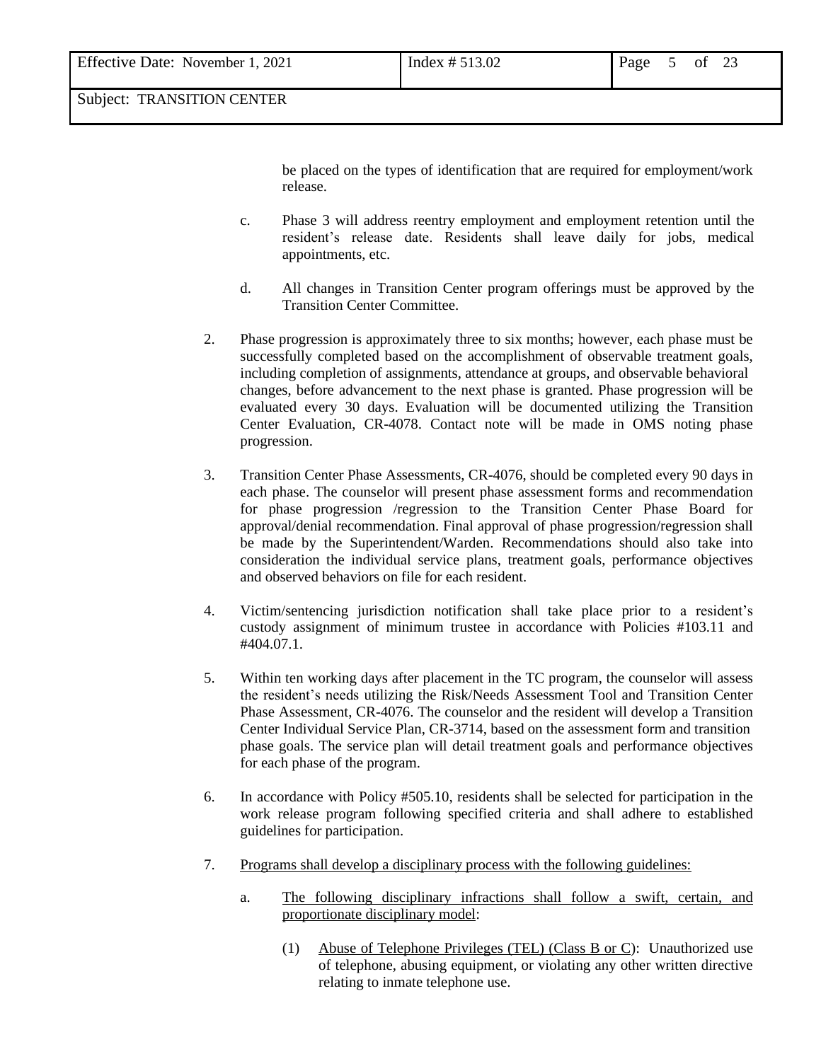be placed on the types of identification that are required for employment/work release.

c. Phase 3 will address reentry employment and employment retention until the resident's release date. Residents shall leave daily for jobs, medical appointments, etc.

d. All changes in Transition Center program offerings must be approved by the Transition Center Committee.

2. Phase progression is approximately three to six months; however, each phase must be successfully completed based on the accomplishment of observable treatment goals, including completion of assignments, attendance at groups, and observable behavioral changes, before advancement to the next phase is granted. Phase progression will be evaluated every 30 days. Evaluation will be documented utilizing the Transition Center Evaluation, CR-4078. Contact note will be made in OMS noting phase progression.

3. Transition Center Phase Assessments, CR-4076, should be completed every 90 days in each phase. The counselor will present phase assessment forms and recommendation for phase progression /regression to the Transition Center Phase Board for approval/denial recommendation. Final approval of phase progression/regression shall be made by the Superintendent/Warden. Recommendations should also take into consideration the individual service plans, treatment goals, performance objectives and observed behaviors on file for each resident.

4. Victim/sentencing jurisdiction notification shall take place prior to a resident's custody assignment of minimum trustee in accordance with Policies #103.11 and #404.07.1.

5. Within ten working days after placement in the TC program, the counselor will assess the resident's needs utilizing the Risk/Needs Assessment Tool and Transition Center Phase Assessment, CR-4076. The counselor and the resident will develop a Transition Center Individual Service Plan, CR-3714, based on the assessment form and transition phase goals. The service plan will detail treatment goals and performance objectives for each phase of the program.

6. In accordance with Policy #505.10, residents shall be selected for participation in the work release program following specified criteria and shall adhere to established guidelines for participation.

7. <u>Programs shall develop a disciplinary process with the following guidelines:</u>

   a. <u>The following disciplinary infractions shall follow a swift, certain, and proportionate disciplinary model</u>:

      (1) <u>Abuse of Telephone Privileges (TEL) (Class B or C)</u>: Unauthorized use of telephone, abusing equipment, or violating any other written directive relating to inmate telephone use.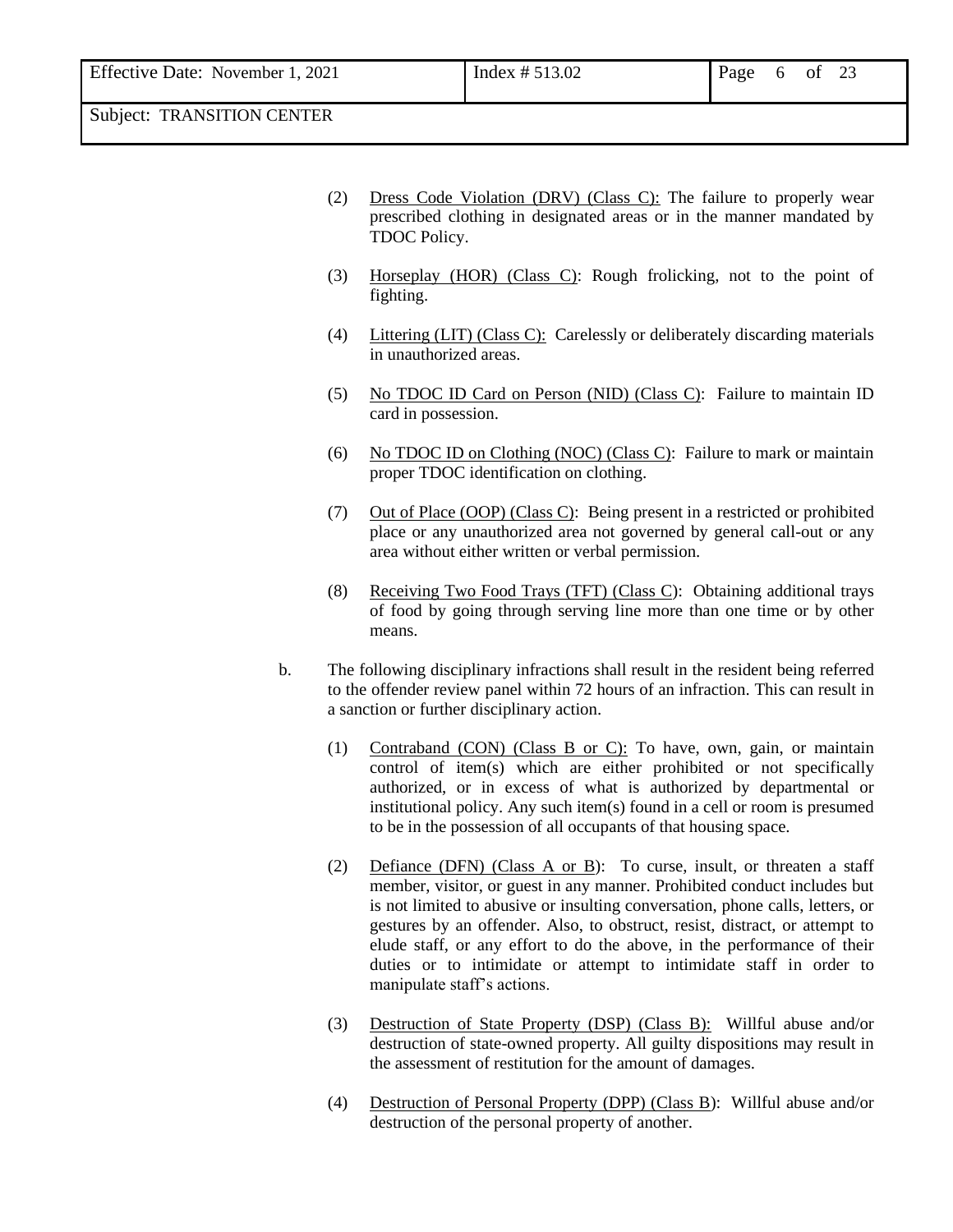(2) Dress Code Violation (DRV) (Class C): The failure to properly wear prescribed clothing in designated areas or in the manner mandated by TDOC Policy.

(3) Horseplay (HOR) (Class C): Rough frolicking, not to the point of fighting.

(4) Littering (LIT) (Class C): Carelessly or deliberately discarding materials in unauthorized areas.

(5) No TDOC ID Card on Person (NID) (Class C): Failure to maintain ID card in possession.

(6) No TDOC ID on Clothing (NOC) (Class C): Failure to mark or maintain proper TDOC identification on clothing.

(7) Out of Place (OOP) (Class C): Being present in a restricted or prohibited place or any unauthorized area not governed by general call-out or any area without either written or verbal permission.

(8) Receiving Two Food Trays (TFT) (Class C): Obtaining additional trays of food by going through serving line more than one time or by other means.

b. The following disciplinary infractions shall result in the resident being referred to the offender review panel within 72 hours of an infraction. This can result in a sanction or further disciplinary action.

(1) Contraband (CON) (Class B or C): To have, own, gain, or maintain control of item(s) which are either prohibited or not specifically authorized, or in excess of what is authorized by departmental or institutional policy. Any such item(s) found in a cell or room is presumed to be in the possession of all occupants of that housing space.

(2) Defiance (DFN) (Class A or B): To curse, insult, or threaten a staff member, visitor, or guest in any manner. Prohibited conduct includes but is not limited to abusive or insulting conversation, phone calls, letters, or gestures by an offender. Also, to obstruct, resist, distract, or attempt to elude staff, or any effort to do the above, in the performance of their duties or to intimidate or attempt to intimidate staff in order to manipulate staff's actions.

(3) Destruction of State Property (DSP) (Class B): Willful abuse and/or destruction of state-owned property. All guilty dispositions may result in the assessment of restitution for the amount of damages.

(4) Destruction of Personal Property (DPP) (Class B): Willful abuse and/or destruction of the personal property of another.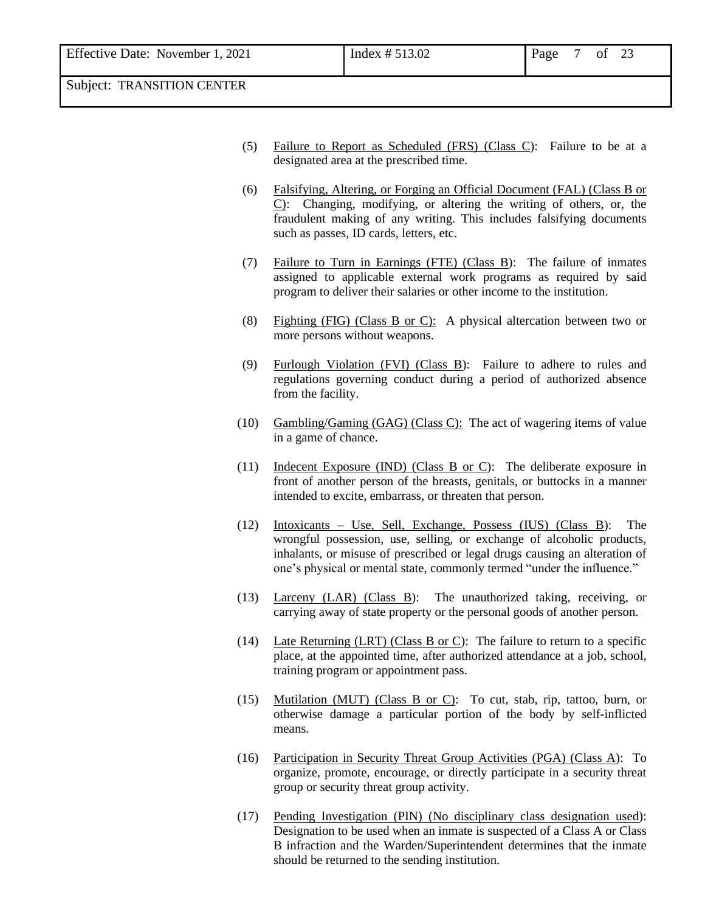(5) Failure to Report as Scheduled (FRS) (Class C): Failure to be at a designated area at the prescribed time.

(6) Falsifying, Altering, or Forging an Official Document (FAL) (Class B or C): Changing, modifying, or altering the writing of others, or, the fraudulent making of any writing. This includes falsifying documents such as passes, ID cards, letters, etc.

(7) Failure to Turn in Earnings (FTE) (Class B): The failure of inmates assigned to applicable external work programs as required by said program to deliver their salaries or other income to the institution.

(8) Fighting (FIG) (Class B or C): A physical altercation between two or more persons without weapons.

(9) Furlough Violation (FVI) (Class B): Failure to adhere to rules and regulations governing conduct during a period of authorized absence from the facility.

(10) Gambling/Gaming (GAG) (Class C): The act of wagering items of value in a game of chance.

(11) Indecent Exposure (IND) (Class B or C): The deliberate exposure in front of another person of the breasts, genitals, or buttocks in a manner intended to excite, embarrass, or threaten that person.

(12) Intoxicants – Use, Sell, Exchange, Possess (IUS) (Class B): The wrongful possession, use, selling, or exchange of alcoholic products, inhalants, or misuse of prescribed or legal drugs causing an alteration of one's physical or mental state, commonly termed "under the influence."

(13) Larceny (LAR) (Class B): The unauthorized taking, receiving, or carrying away of state property or the personal goods of another person.

(14) Late Returning (LRT) (Class B or C): The failure to return to a specific place, at the appointed time, after authorized attendance at a job, school, training program or appointment pass.

(15) Mutilation (MUT) (Class B or C): To cut, stab, rip, tattoo, burn, or otherwise damage a particular portion of the body by self-inflicted means.

(16) Participation in Security Threat Group Activities (PGA) (Class A): To organize, promote, encourage, or directly participate in a security threat group or security threat group activity.

(17) Pending Investigation (PIN) (No disciplinary class designation used): Designation to be used when an inmate is suspected of a Class A or Class B infraction and the Warden/Superintendent determines that the inmate should be returned to the sending institution.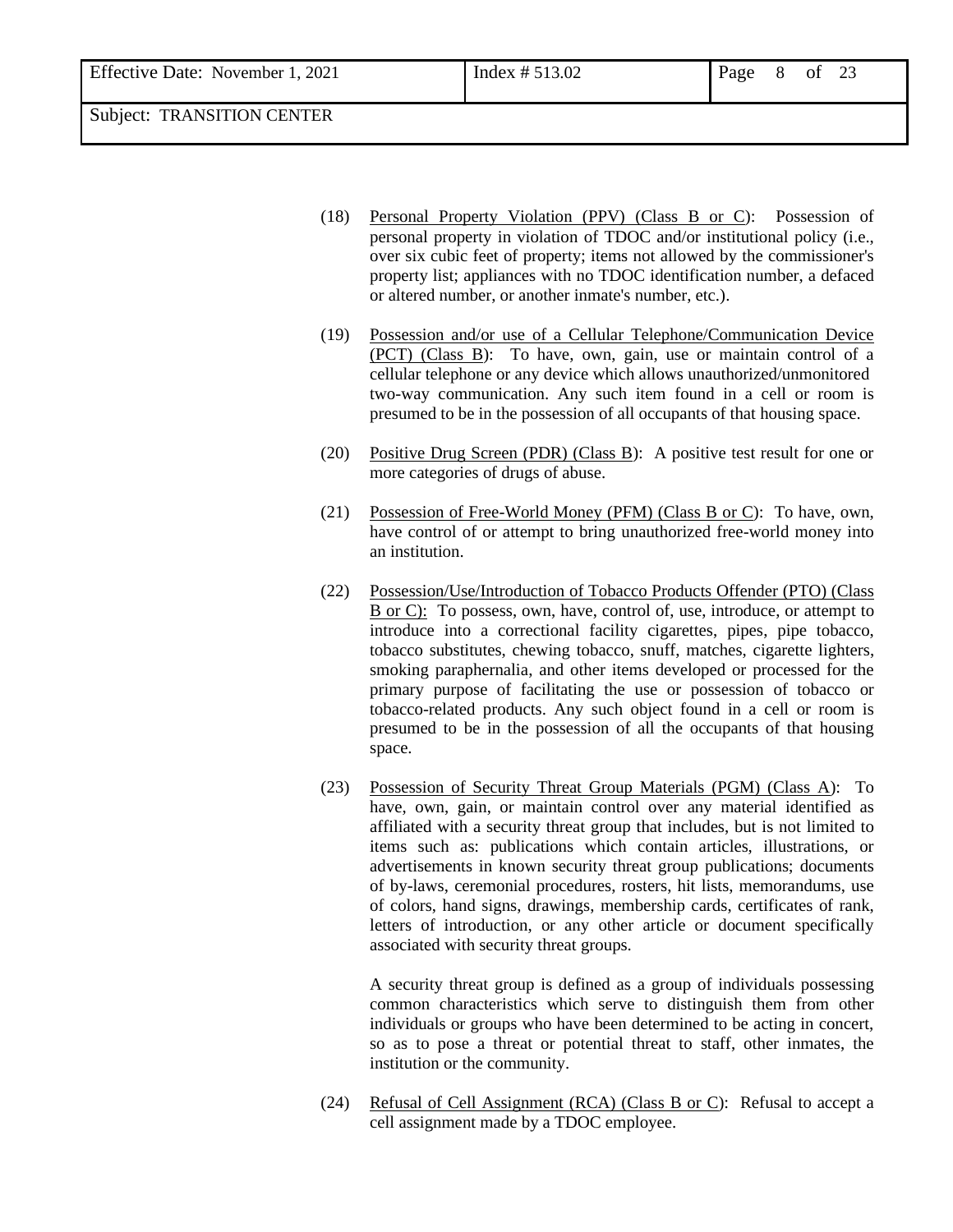(18) Personal Property Violation (PPV) (Class B or C): Possession of personal property in violation of TDOC and/or institutional policy (i.e., over six cubic feet of property; items not allowed by the commissioner's property list; appliances with no TDOC identification number, a defaced or altered number, or another inmate's number, etc.).

(19) Possession and/or use of a Cellular Telephone/Communication Device (PCT) (Class B): To have, own, gain, use or maintain control of a cellular telephone or any device which allows unauthorized/unmonitored two-way communication. Any such item found in a cell or room is presumed to be in the possession of all occupants of that housing space.

(20) Positive Drug Screen (PDR) (Class B): A positive test result for one or more categories of drugs of abuse.

(21) Possession of Free-World Money (PFM) (Class B or C): To have, own, have control of or attempt to bring unauthorized free-world money into an institution.

(22) Possession/Use/Introduction of Tobacco Products Offender (PTO) (Class B or C): To possess, own, have, control of, use, introduce, or attempt to introduce into a correctional facility cigarettes, pipes, pipe tobacco, tobacco substitutes, chewing tobacco, snuff, matches, cigarette lighters, smoking paraphernalia, and other items developed or processed for the primary purpose of facilitating the use or possession of tobacco or tobacco-related products. Any such object found in a cell or room is presumed to be in the possession of all the occupants of that housing space.

(23) Possession of Security Threat Group Materials (PGM) (Class A): To have, own, gain, or maintain control over any material identified as affiliated with a security threat group that includes, but is not limited to items such as: publications which contain articles, illustrations, or advertisements in known security threat group publications; documents of by-laws, ceremonial procedures, rosters, hit lists, memorandums, use of colors, hand signs, drawings, membership cards, certificates of rank, letters of introduction, or any other article or document specifically associated with security threat groups.

A security threat group is defined as a group of individuals possessing common characteristics which serve to distinguish them from other individuals or groups who have been determined to be acting in concert, so as to pose a threat or potential threat to staff, other inmates, the institution or the community.

(24) Refusal of Cell Assignment (RCA) (Class B or C): Refusal to accept a cell assignment made by a TDOC employee.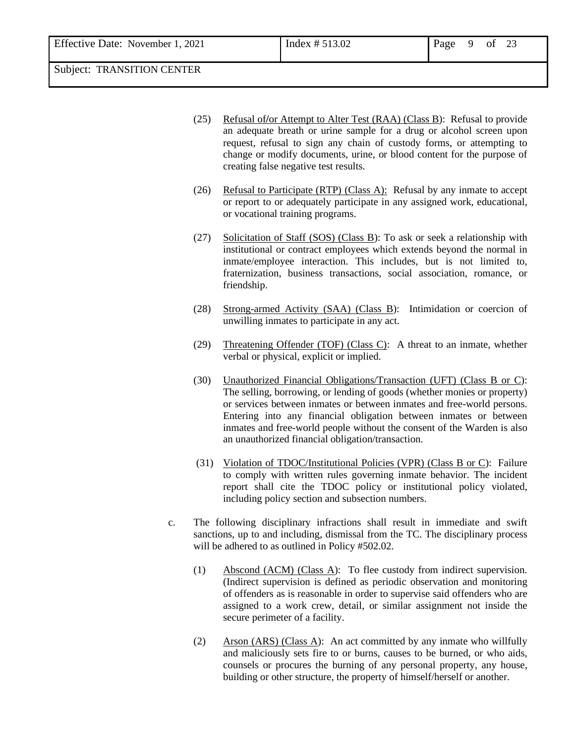(25) Refusal of/or Attempt to Alter Test (RAA) (Class B): Refusal to provide an adequate breath or urine sample for a drug or alcohol screen upon request, refusal to sign any chain of custody forms, or attempting to change or modify documents, urine, or blood content for the purpose of creating false negative test results.

(26) Refusal to Participate (RTP) (Class A): Refusal by any inmate to accept or report to or adequately participate in any assigned work, educational, or vocational training programs.

(27) Solicitation of Staff (SOS) (Class B): To ask or seek a relationship with institutional or contract employees which extends beyond the normal in inmate/employee interaction. This includes, but is not limited to, fraternization, business transactions, social association, romance, or friendship.

(28) Strong-armed Activity (SAA) (Class B): Intimidation or coercion of unwilling inmates to participate in any act.

(29) Threatening Offender (TOF) (Class C): A threat to an inmate, whether verbal or physical, explicit or implied.

(30) Unauthorized Financial Obligations/Transaction (UFT) (Class B or C): The selling, borrowing, or lending of goods (whether monies or property) or services between inmates or between inmates and free-world persons. Entering into any financial obligation between inmates or between inmates and free-world people without the consent of the Warden is also an unauthorized financial obligation/transaction.

(31) Violation of TDOC/Institutional Policies (VPR) (Class B or C): Failure to comply with written rules governing inmate behavior. The incident report shall cite the TDOC policy or institutional policy violated, including policy section and subsection numbers.

c. The following disciplinary infractions shall result in immediate and swift sanctions, up to and including, dismissal from the TC. The disciplinary process will be adhered to as outlined in Policy #502.02.

(1) Abscond (ACM) (Class A): To flee custody from indirect supervision. (Indirect supervision is defined as periodic observation and monitoring of offenders as is reasonable in order to supervise said offenders who are assigned to a work crew, detail, or similar assignment not inside the secure perimeter of a facility.

(2) Arson (ARS) (Class A): An act committed by any inmate who willfully and maliciously sets fire to or burns, causes to be burned, or who aids, counsels or procures the burning of any personal property, any house, building or other structure, the property of himself/herself or another.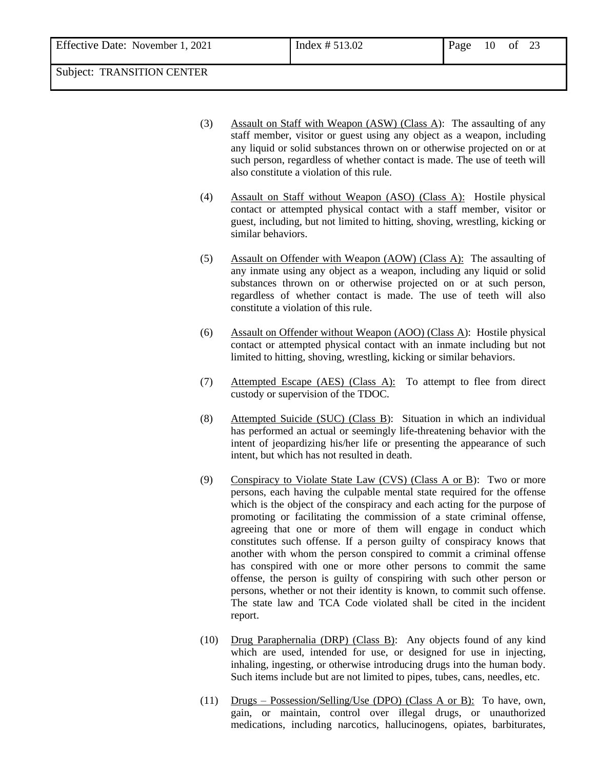(3) <u>Assault on Staff with Weapon (ASW) (Class A)</u>: The assaulting of any staff member, visitor or guest using any object as a weapon, including any liquid or solid substances thrown on or otherwise projected on or at such person, regardless of whether contact is made. The use of teeth will also constitute a violation of this rule.

(4) <u>Assault on Staff without Weapon (ASO) (Class A):</u> Hostile physical contact or attempted physical contact with a staff member, visitor or guest, including, but not limited to hitting, shoving, wrestling, kicking or similar behaviors.

(5) <u>Assault on Offender with Weapon (AOW) (Class A):</u> The assaulting of any inmate using any object as a weapon, including any liquid or solid substances thrown on or otherwise projected on or at such person, regardless of whether contact is made. The use of teeth will also constitute a violation of this rule.

(6) <u>Assault on Offender without Weapon (AOO) (Class A)</u>: Hostile physical contact or attempted physical contact with an inmate including but not limited to hitting, shoving, wrestling, kicking or similar behaviors.

(7) <u>Attempted Escape (AES) (Class A):</u> To attempt to flee from direct custody or supervision of the TDOC.

(8) <u>Attempted Suicide (SUC) (Class B)</u>: Situation in which an individual has performed an actual or seemingly life-threatening behavior with the intent of jeopardizing his/her life or presenting the appearance of such intent, but which has not resulted in death.

(9) <u>Conspiracy to Violate State Law (CVS) (Class A or B)</u>: Two or more persons, each having the culpable mental state required for the offense which is the object of the conspiracy and each acting for the purpose of promoting or facilitating the commission of a state criminal offense, agreeing that one or more of them will engage in conduct which constitutes such offense. If a person guilty of conspiracy knows that another with whom the person conspired to commit a criminal offense has conspired with one or more other persons to commit the same offense, the person is guilty of conspiring with such other person or persons, whether or not their identity is known, to commit such offense. The state law and TCA Code violated shall be cited in the incident report.

(10) <u>Drug Paraphernalia (DRP) (Class B)</u>: Any objects found of any kind which are used, intended for use, or designed for use in injecting, inhaling, ingesting, or otherwise introducing drugs into the human body. Such items include but are not limited to pipes, tubes, cans, needles, etc.

(11) <u>Drugs – Possession/Selling/Use (DPO) (Class A or B):</u> To have, own, gain, or maintain, control over illegal drugs, or unauthorized medications, including narcotics, hallucinogens, opiates, barbiturates,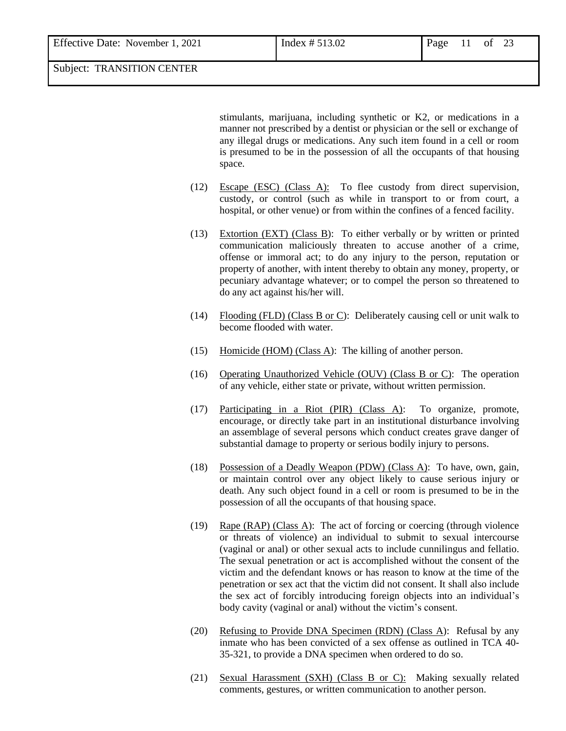stimulants, marijuana, including synthetic or K2, or medications in a manner not prescribed by a dentist or physician or the sell or exchange of any illegal drugs or medications. Any such item found in a cell or room is presumed to be in the possession of all the occupants of that housing space.

(12) Escape (ESC) (Class A): To flee custody from direct supervision, custody, or control (such as while in transport to or from court, a hospital, or other venue) or from within the confines of a fenced facility.

(13) Extortion (EXT) (Class B): To either verbally or by written or printed communication maliciously threaten to accuse another of a crime, offense or immoral act; to do any injury to the person, reputation or property of another, with intent thereby to obtain any money, property, or pecuniary advantage whatever; or to compel the person so threatened to do any act against his/her will.

(14) Flooding (FLD) (Class B or C): Deliberately causing cell or unit walk to become flooded with water.

(15) Homicide (HOM) (Class A): The killing of another person.

(16) Operating Unauthorized Vehicle (OUV) (Class B or C): The operation of any vehicle, either state or private, without written permission.

(17) Participating in a Riot (PIR) (Class A): To organize, promote, encourage, or directly take part in an institutional disturbance involving an assemblage of several persons which conduct creates grave danger of substantial damage to property or serious bodily injury to persons.

(18) Possession of a Deadly Weapon (PDW) (Class A): To have, own, gain, or maintain control over any object likely to cause serious injury or death. Any such object found in a cell or room is presumed to be in the possession of all the occupants of that housing space.

(19) Rape (RAP) (Class A): The act of forcing or coercing (through violence or threats of violence) an individual to submit to sexual intercourse (vaginal or anal) or other sexual acts to include cunnilingus and fellatio. The sexual penetration or act is accomplished without the consent of the victim and the defendant knows or has reason to know at the time of the penetration or sex act that the victim did not consent. It shall also include the sex act of forcibly introducing foreign objects into an individual's body cavity (vaginal or anal) without the victim's consent.

(20) Refusing to Provide DNA Specimen (RDN) (Class A): Refusal by any inmate who has been convicted of a sex offense as outlined in TCA 40-35-321, to provide a DNA specimen when ordered to do so.

(21) Sexual Harassment (SXH) (Class B or C): Making sexually related comments, gestures, or written communication to another person.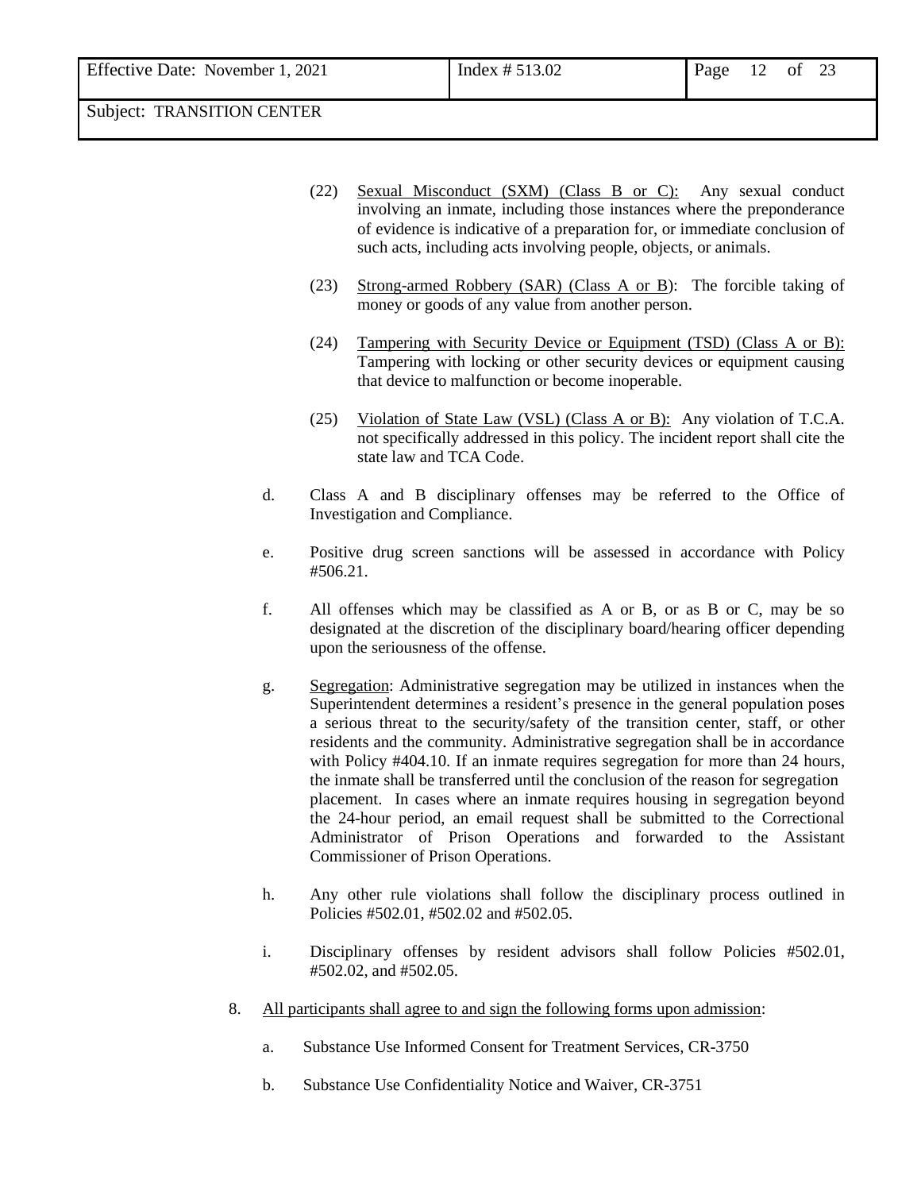(22) Sexual Misconduct (SXM) (Class B or C): Any sexual conduct involving an inmate, including those instances where the preponderance of evidence is indicative of a preparation for, or immediate conclusion of such acts, including acts involving people, objects, or animals.

(23) Strong-armed Robbery (SAR) (Class A or B): The forcible taking of money or goods of any value from another person.

(24) Tampering with Security Device or Equipment (TSD) (Class A or B): Tampering with locking or other security devices or equipment causing that device to malfunction or become inoperable.

(25) Violation of State Law (VSL) (Class A or B): Any violation of T.C.A. not specifically addressed in this policy. The incident report shall cite the state law and TCA Code.

d. Class A and B disciplinary offenses may be referred to the Office of Investigation and Compliance.

e. Positive drug screen sanctions will be assessed in accordance with Policy #506.21.

f. All offenses which may be classified as A or B, or as B or C, may be so designated at the discretion of the disciplinary board/hearing officer depending upon the seriousness of the offense.

g. Segregation: Administrative segregation may be utilized in instances when the Superintendent determines a resident's presence in the general population poses a serious threat to the security/safety of the transition center, staff, or other residents and the community. Administrative segregation shall be in accordance with Policy #404.10. If an inmate requires segregation for more than 24 hours, the inmate shall be transferred until the conclusion of the reason for segregation placement. In cases where an inmate requires housing in segregation beyond the 24-hour period, an email request shall be submitted to the Correctional Administrator of Prison Operations and forwarded to the Assistant Commissioner of Prison Operations.

h. Any other rule violations shall follow the disciplinary process outlined in Policies #502.01, #502.02 and #502.05.

i. Disciplinary offenses by resident advisors shall follow Policies #502.01, #502.02, and #502.05.

8. All participants shall agree to and sign the following forms upon admission:

   a. Substance Use Informed Consent for Treatment Services, CR-3750

   b. Substance Use Confidentiality Notice and Waiver, CR-3751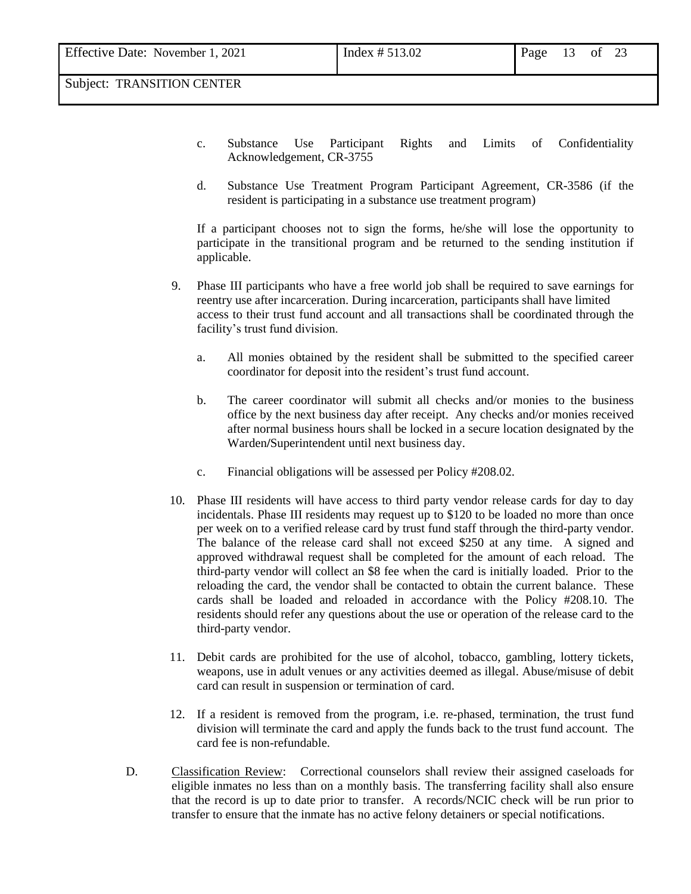c. Substance Use Participant Rights and Limits of Confidentiality Acknowledgement, CR-3755

d. Substance Use Treatment Program Participant Agreement, CR-3586 (if the resident is participating in a substance use treatment program)

If a participant chooses not to sign the forms, he/she will lose the opportunity to participate in the transitional program and be returned to the sending institution if applicable.

9. Phase III participants who have a free world job shall be required to save earnings for reentry use after incarceration. During incarceration, participants shall have limited access to their trust fund account and all transactions shall be coordinated through the facility's trust fund division.

   a. All monies obtained by the resident shall be submitted to the specified career coordinator for deposit into the resident's trust fund account.

   b. The career coordinator will submit all checks and/or monies to the business office by the next business day after receipt. Any checks and/or monies received after normal business hours shall be locked in a secure location designated by the Warden/Superintendent until next business day.

   c. Financial obligations will be assessed per Policy #208.02.

10. Phase III residents will have access to third party vendor release cards for day to day incidentals. Phase III residents may request up to $120 to be loaded no more than once per week on to a verified release card by trust fund staff through the third-party vendor. The balance of the release card shall not exceed $250 at any time. A signed and approved withdrawal request shall be completed for the amount of each reload. The third-party vendor will collect an $8 fee when the card is initially loaded. Prior to the reloading the card, the vendor shall be contacted to obtain the current balance. These cards shall be loaded and reloaded in accordance with the Policy #208.10. The residents should refer any questions about the use or operation of the release card to the third-party vendor.

11. Debit cards are prohibited for the use of alcohol, tobacco, gambling, lottery tickets, weapons, use in adult venues or any activities deemed as illegal. Abuse/misuse of debit card can result in suspension or termination of card.

12. If a resident is removed from the program, i.e. re-phased, termination, the trust fund division will terminate the card and apply the funds back to the trust fund account. The card fee is non-refundable.

D. Classification Review: Correctional counselors shall review their assigned caseloads for eligible inmates no less than on a monthly basis. The transferring facility shall also ensure that the record is up to date prior to transfer. A records/NCIC check will be run prior to transfer to ensure that the inmate has no active felony detainers or special notifications.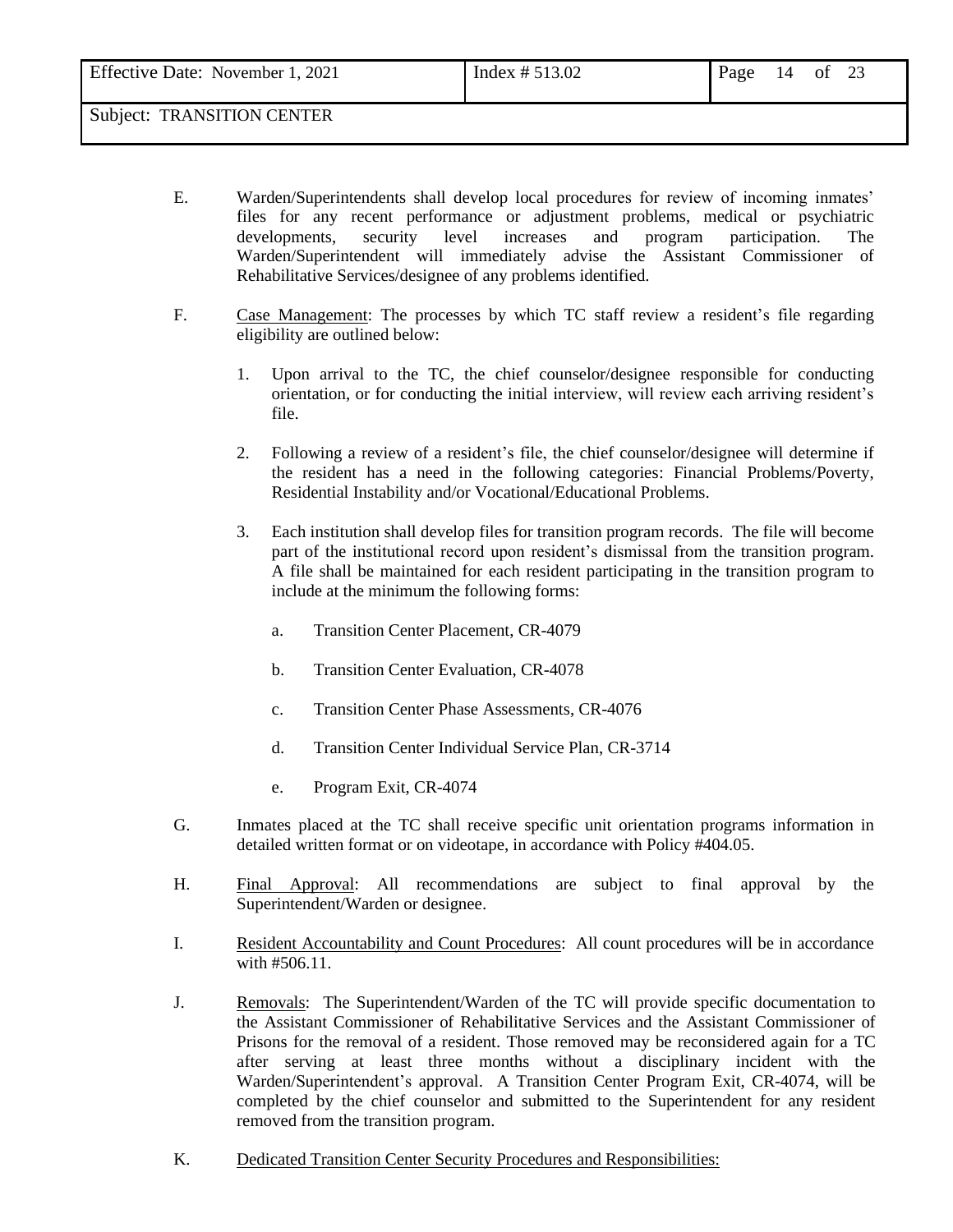E. Warden/Superintendents shall develop local procedures for review of incoming inmates' files for any recent performance or adjustment problems, medical or psychiatric developments, security level increases and program participation. The Warden/Superintendent will immediately advise the Assistant Commissioner of Rehabilitative Services/designee of any problems identified.

F. Case Management: The processes by which TC staff review a resident's file regarding eligibility are outlined below:

1. Upon arrival to the TC, the chief counselor/designee responsible for conducting orientation, or for conducting the initial interview, will review each arriving resident's file.

2. Following a review of a resident's file, the chief counselor/designee will determine if the resident has a need in the following categories: Financial Problems/Poverty, Residential Instability and/or Vocational/Educational Problems.

3. Each institution shall develop files for transition program records. The file will become part of the institutional record upon resident's dismissal from the transition program. A file shall be maintained for each resident participating in the transition program to include at the minimum the following forms:

   a. Transition Center Placement, CR-4079

   b. Transition Center Evaluation, CR-4078

   c. Transition Center Phase Assessments, CR-4076

   d. Transition Center Individual Service Plan, CR-3714

   e. Program Exit, CR-4074

G. Inmates placed at the TC shall receive specific unit orientation programs information in detailed written format or on videotape, in accordance with Policy #404.05.

H. Final Approval: All recommendations are subject to final approval by the Superintendent/Warden or designee.

I. Resident Accountability and Count Procedures: All count procedures will be in accordance with #506.11.

J. Removals: The Superintendent/Warden of the TC will provide specific documentation to the Assistant Commissioner of Rehabilitative Services and the Assistant Commissioner of Prisons for the removal of a resident. Those removed may be reconsidered again for a TC after serving at least three months without a disciplinary incident with the Warden/Superintendent's approval. A Transition Center Program Exit, CR-4074, will be completed by the chief counselor and submitted to the Superintendent for any resident removed from the transition program.

K. Dedicated Transition Center Security Procedures and Responsibilities: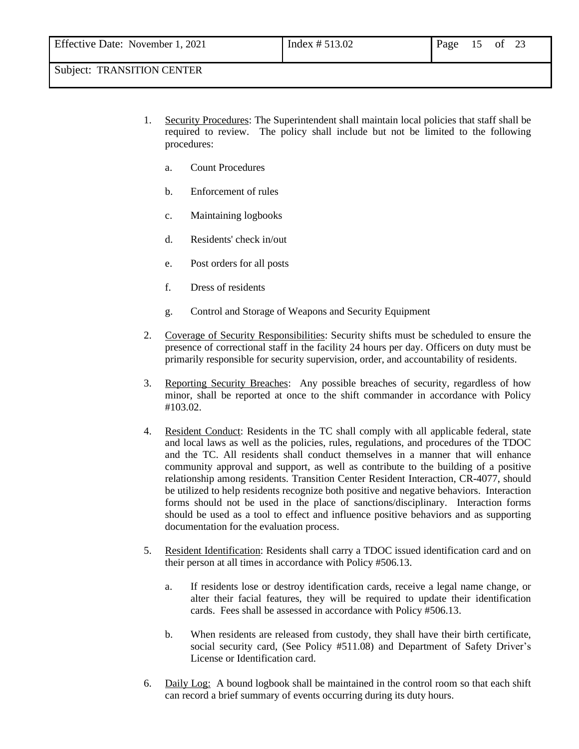1. Security Procedures: The Superintendent shall maintain local policies that staff shall be required to review. The policy shall include but not be limited to the following procedures:

   a. Count Procedures

   b. Enforcement of rules

   c. Maintaining logbooks

   d. Residents' check in/out

   e. Post orders for all posts

   f. Dress of residents

   g. Control and Storage of Weapons and Security Equipment

2. Coverage of Security Responsibilities: Security shifts must be scheduled to ensure the presence of correctional staff in the facility 24 hours per day. Officers on duty must be primarily responsible for security supervision, order, and accountability of residents.

3. Reporting Security Breaches: Any possible breaches of security, regardless of how minor, shall be reported at once to the shift commander in accordance with Policy #103.02.

4. Resident Conduct: Residents in the TC shall comply with all applicable federal, state and local laws as well as the policies, rules, regulations, and procedures of the TDOC and the TC. All residents shall conduct themselves in a manner that will enhance community approval and support, as well as contribute to the building of a positive relationship among residents. Transition Center Resident Interaction, CR-4077, should be utilized to help residents recognize both positive and negative behaviors. Interaction forms should not be used in the place of sanctions/disciplinary. Interaction forms should be used as a tool to effect and influence positive behaviors and as supporting documentation for the evaluation process.

5. Resident Identification: Residents shall carry a TDOC issued identification card and on their person at all times in accordance with Policy #506.13.

   a. If residents lose or destroy identification cards, receive a legal name change, or alter their facial features, they will be required to update their identification cards. Fees shall be assessed in accordance with Policy #506.13.

   b. When residents are released from custody, they shall have their birth certificate, social security card, (See Policy #511.08) and Department of Safety Driver's License or Identification card.

6. Daily Log: A bound logbook shall be maintained in the control room so that each shift can record a brief summary of events occurring during its duty hours.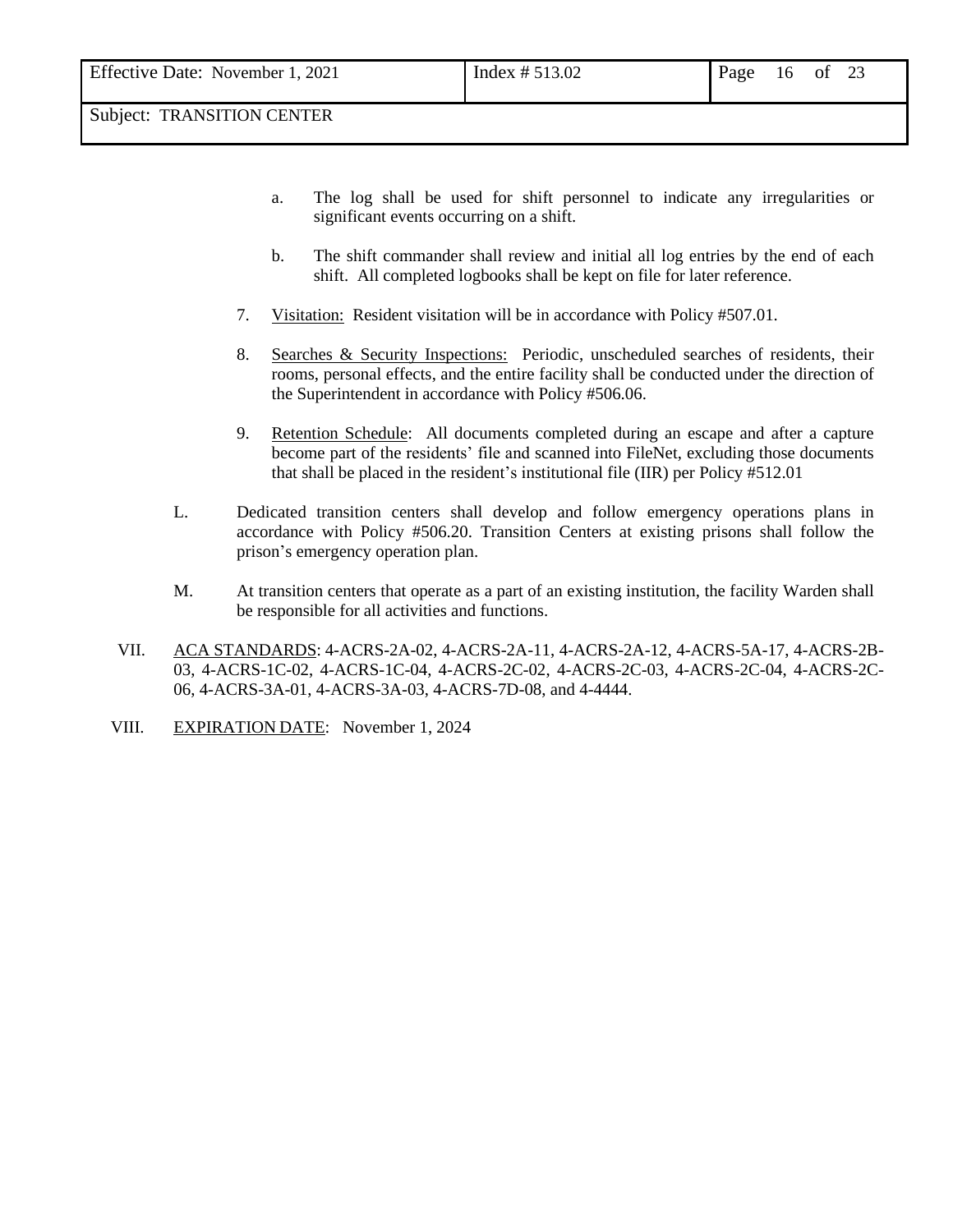a. The log shall be used for shift personnel to indicate any irregularities or significant events occurring on a shift.

b. The shift commander shall review and initial all log entries by the end of each shift. All completed logbooks shall be kept on file for later reference.

7. Visitation: Resident visitation will be in accordance with Policy #507.01.

8. Searches & Security Inspections: Periodic, unscheduled searches of residents, their rooms, personal effects, and the entire facility shall be conducted under the direction of the Superintendent in accordance with Policy #506.06.

9. Retention Schedule: All documents completed during an escape and after a capture become part of the residents' file and scanned into FileNet, excluding those documents that shall be placed in the resident's institutional file (IIR) per Policy #512.01

L. Dedicated transition centers shall develop and follow emergency operations plans in accordance with Policy #506.20. Transition Centers at existing prisons shall follow the prison's emergency operation plan.

M. At transition centers that operate as a part of an existing institution, the facility Warden shall be responsible for all activities and functions.

VII. ACA STANDARDS: 4-ACRS-2A-02, 4-ACRS-2A-11, 4-ACRS-2A-12, 4-ACRS-5A-17, 4-ACRS-2B-03, 4-ACRS-1C-02, 4-ACRS-1C-04, 4-ACRS-2C-02, 4-ACRS-2C-03, 4-ACRS-2C-04, 4-ACRS-2C-06, 4-ACRS-3A-01, 4-ACRS-3A-03, 4-ACRS-7D-08, and 4-4444.

VIII. EXPIRATION DATE: November 1, 2024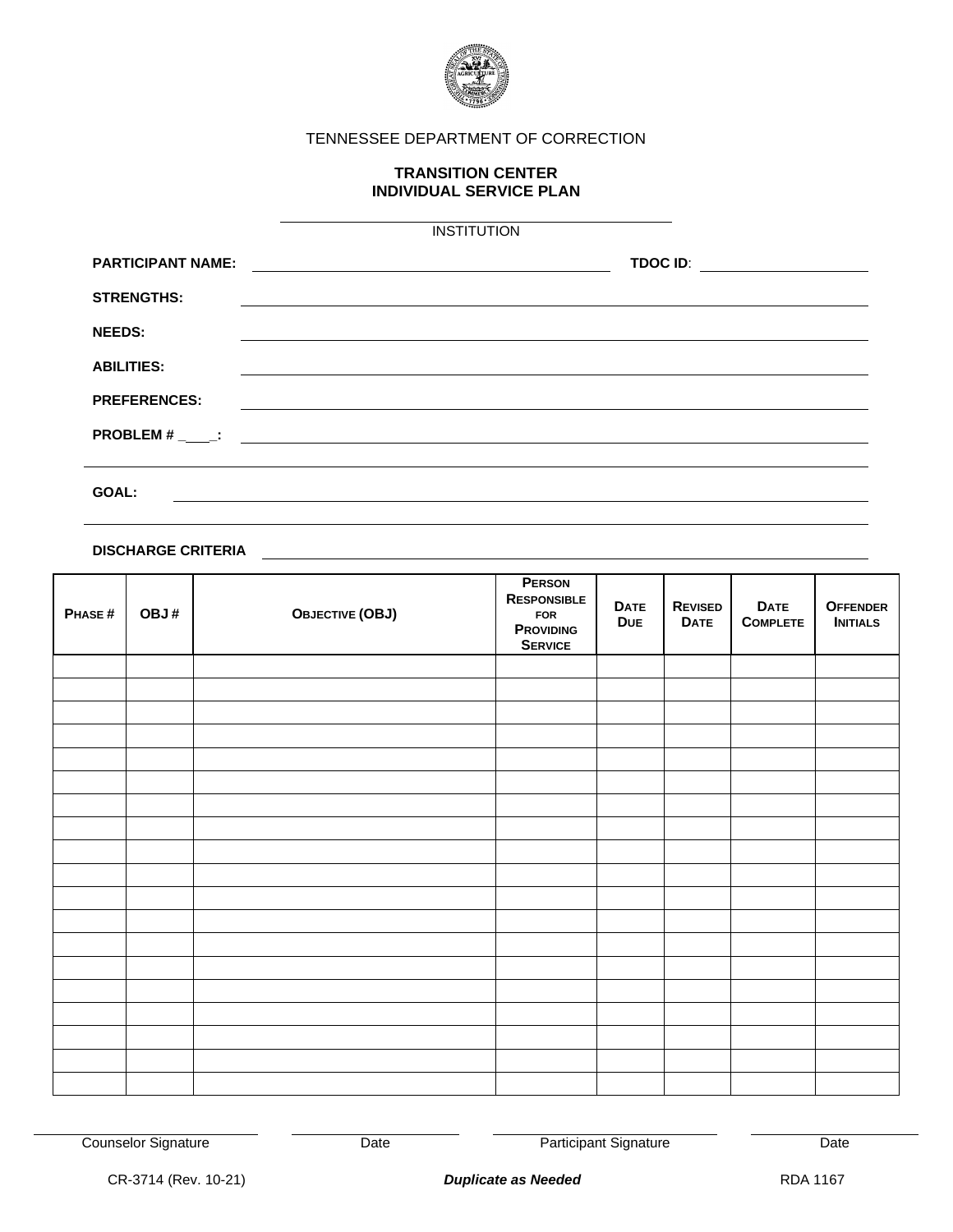TENNESSEE DEPARTMENT OF CORRECTION

**TRANSITION CENTER**
**INDIVIDUAL SERVICE PLAN**

______________________________
INSTITUTION

**PARTICIPANT NAME:** ______________________________ **TDOC ID**: ____________

**STRENGTHS:** ______________________________

**NEEDS:** ______________________________

**ABILITIES:** ______________________________

**PREFERENCES:** ______________________________

**PROBLEM # ____:** ______________________________

______________________________

**GOAL:** ______________________________

______________________________

**DISCHARGE CRITERIA** ______________________________

| PHASE # | OBJ # | OBJECTIVE (OBJ) | PERSON RESPONSIBLE FOR PROVIDING SERVICE | DATE DUE | REVISED DATE | DATE COMPLETE | OFFENDER INITIALS |
|---|---|---|---|---|---|---|---|
| | | | | | | | |
| | | | | | | | |
| | | | | | | | |
| | | | | | | | |
| | | | | | | | |
| | | | | | | | |
| | | | | | | | |
| | | | | | | | |
| | | | | | | | |
| | | | | | | | |
| | | | | | | | |
| | | | | | | | |
| | | | | | | | |
| | | | | | | | |
| | | | | | | | |
| | | | | | | | |
| | | | | | | | |
| | | | | | | | |
| | | | | | | | |

______________________ Counselor Signature ______________ Date ______________________ Participant Signature ______________ Date

CR-3714 (Rev. 10-21) ***Duplicate as Needed*** RDA 1167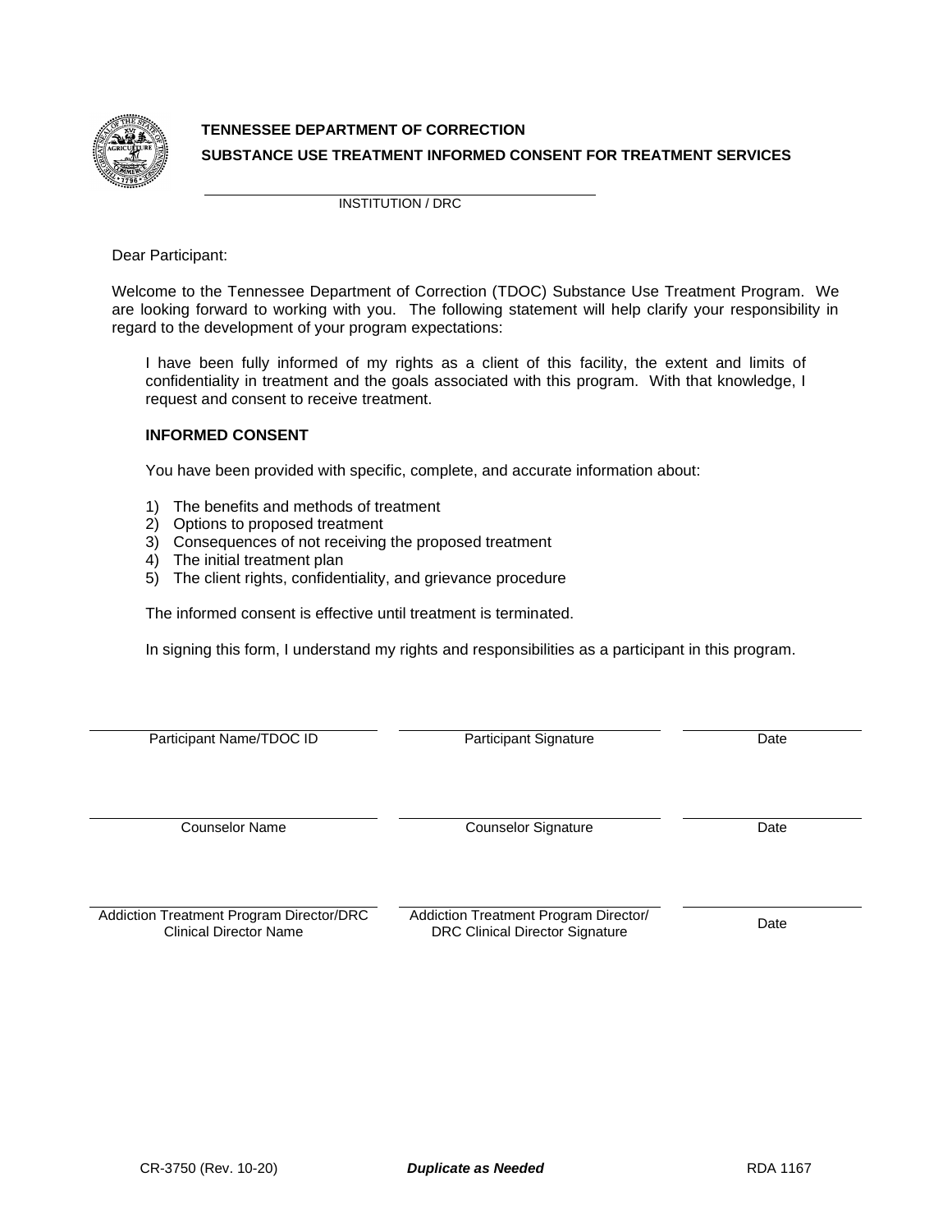**TENNESSEE DEPARTMENT OF CORRECTION**

**SUBSTANCE USE TREATMENT INFORMED CONSENT FOR TREATMENT SERVICES**

\_\_\_\_\_\_\_\_\_\_\_\_\_\_\_\_\_\_\_\_\_\_\_\_\_\_\_\_\_\_\_\_\_\_\_\_\_\_\_\_
INSTITUTION / DRC

Dear Participant:

Welcome to the Tennessee Department of Correction (TDOC) Substance Use Treatment Program. We are looking forward to working with you. The following statement will help clarify your responsibility in regard to the development of your program expectations:

> I have been fully informed of my rights as a client of this facility, the extent and limits of confidentiality in treatment and the goals associated with this program. With that knowledge, I request and consent to receive treatment.

**INFORMED CONSENT**

You have been provided with specific, complete, and accurate information about:

1) The benefits and methods of treatment
2) Options to proposed treatment
3) Consequences of not receiving the proposed treatment
4) The initial treatment plan
5) The client rights, confidentiality, and grievance procedure

The informed consent is effective until treatment is terminated.

In signing this form, I understand my rights and responsibilities as a participant in this program.

| | | |
|---|---|---|
| Participant Name/TDOC ID | Participant Signature | Date |
| | | |
| Counselor Name | Counselor Signature | Date |
| | | |
| Addiction Treatment Program Director/DRC Clinical Director Name | Addiction Treatment Program Director/ DRC Clinical Director Signature | Date |

CR-3750 (Rev. 10-20) ***Duplicate as Needed*** RDA 1167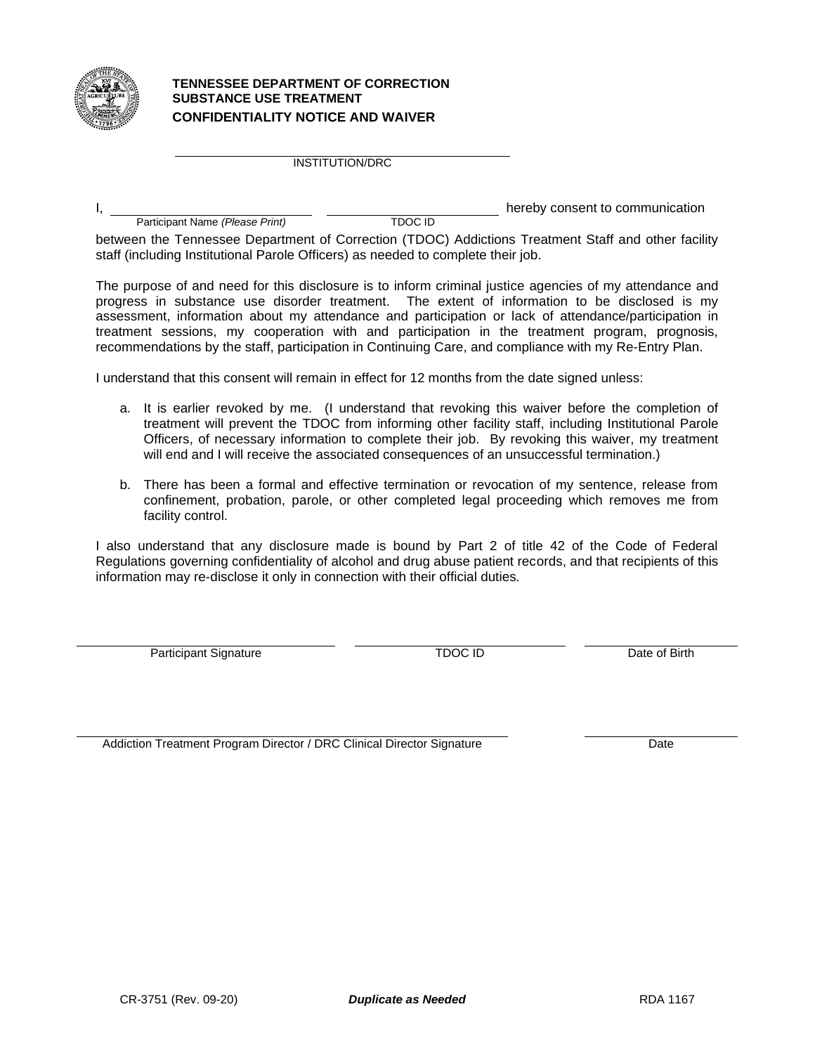**TENNESSEE DEPARTMENT OF CORRECTION**
**SUBSTANCE USE TREATMENT**
**CONFIDENTIALITY NOTICE AND WAIVER**

\_\_\_\_\_\_\_\_\_\_\_\_\_\_\_\_\_\_\_\_\_\_\_\_\_\_\_\_\_\_\_\_\_\_\_\_\_\_
INSTITUTION/DRC

I, \_\_\_\_\_\_\_\_\_\_\_\_\_\_\_\_\_\_\_\_\_\_\_\_\_\_\_\_ \_\_\_\_\_\_\_\_\_\_\_\_\_\_\_\_\_\_\_\_\_\_\_\_ hereby consent to communication
Participant Name *(Please Print)* TDOC ID

between the Tennessee Department of Correction (TDOC) Addictions Treatment Staff and other facility staff (including Institutional Parole Officers) as needed to complete their job.

The purpose of and need for this disclosure is to inform criminal justice agencies of my attendance and progress in substance use disorder treatment. The extent of information to be disclosed is my assessment, information about my attendance and participation or lack of attendance/participation in treatment sessions, my cooperation with and participation in the treatment program, prognosis, recommendations by the staff, participation in Continuing Care, and compliance with my Re-Entry Plan.

I understand that this consent will remain in effect for 12 months from the date signed unless:

a. It is earlier revoked by me. (I understand that revoking this waiver before the completion of treatment will prevent the TDOC from informing other facility staff, including Institutional Parole Officers, of necessary information to complete their job. By revoking this waiver, my treatment will end and I will receive the associated consequences of an unsuccessful termination.)

b. There has been a formal and effective termination or revocation of my sentence, release from confinement, probation, parole, or other completed legal proceeding which removes me from facility control.

I also understand that any disclosure made is bound by Part 2 of title 42 of the Code of Federal Regulations governing confidentiality of alcohol and drug abuse patient records, and that recipients of this information may re-disclose it only in connection with their official duties.

\_\_\_\_\_\_\_\_\_\_\_\_\_\_\_\_\_\_\_\_\_\_\_\_\_\_\_\_ \_\_\_\_\_\_\_\_\_\_\_\_\_\_\_\_\_\_\_\_\_\_\_\_ \_\_\_\_\_\_\_\_\_\_\_\_\_\_\_\_\_\_
Participant Signature TDOC ID Date of Birth

\_\_\_\_\_\_\_\_\_\_\_\_\_\_\_\_\_\_\_\_\_\_\_\_\_\_\_\_\_\_\_\_\_\_\_\_\_\_\_\_\_\_\_\_ \_\_\_\_\_\_\_\_\_\_\_\_\_\_\_\_\_\_
Addiction Treatment Program Director / DRC Clinical Director Signature Date

CR-3751 (Rev. 09-20) ***Duplicate as Needed*** RDA 1167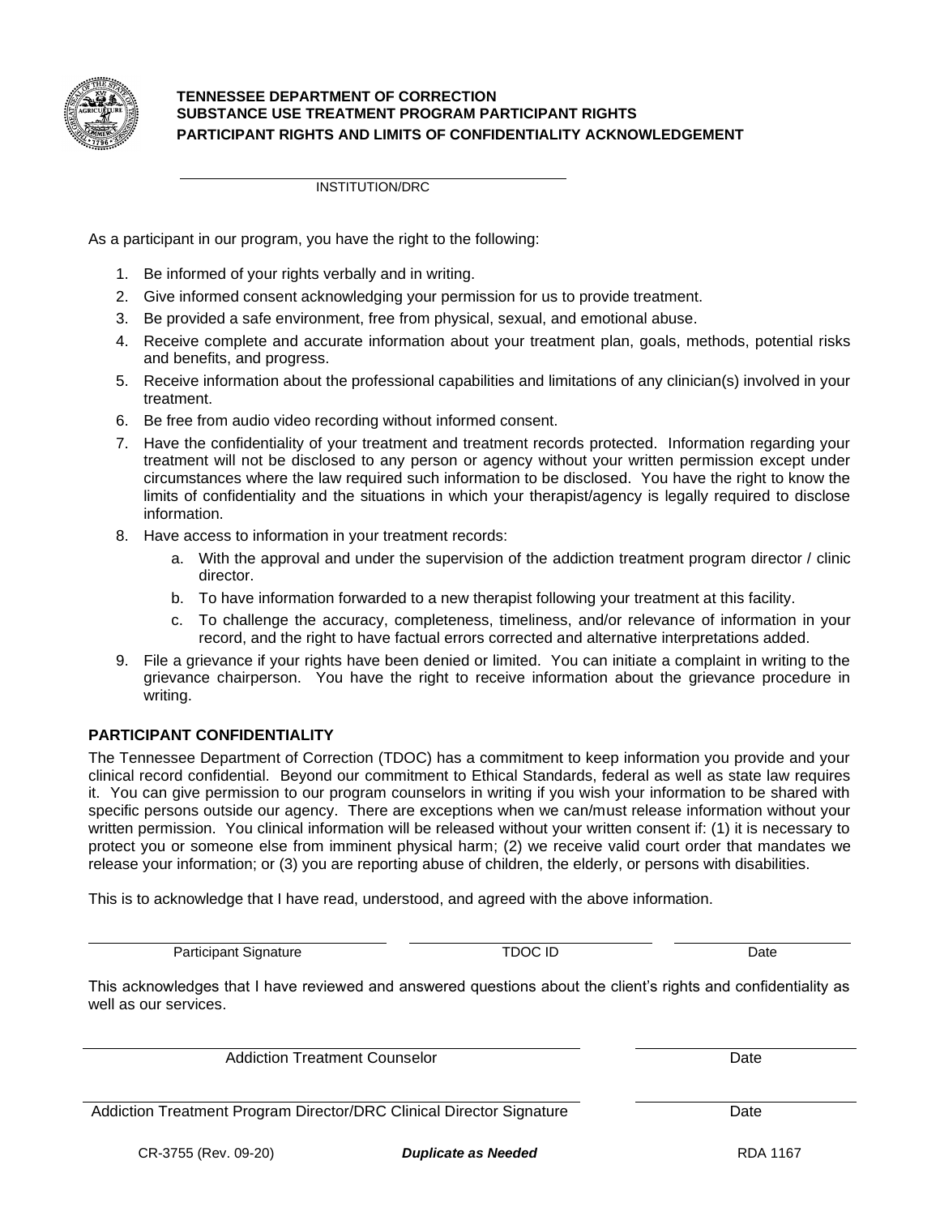**TENNESSEE DEPARTMENT OF CORRECTION**
**SUBSTANCE USE TREATMENT PROGRAM PARTICIPANT RIGHTS**
**PARTICIPANT RIGHTS AND LIMITS OF CONFIDENTIALITY ACKNOWLEDGEMENT**

\_\_\_\_\_\_\_\_\_\_\_\_\_\_\_\_\_\_\_\_\_\_\_\_\_\_\_\_\_\_\_\_\_\_\_\_\_\_\_\_
INSTITUTION/DRC

As a participant in our program, you have the right to the following:

1. Be informed of your rights verbally and in writing.
2. Give informed consent acknowledging your permission for us to provide treatment.
3. Be provided a safe environment, free from physical, sexual, and emotional abuse.
4. Receive complete and accurate information about your treatment plan, goals, methods, potential risks and benefits, and progress.
5. Receive information about the professional capabilities and limitations of any clinician(s) involved in your treatment.
6. Be free from audio video recording without informed consent.
7. Have the confidentiality of your treatment and treatment records protected. Information regarding your treatment will not be disclosed to any person or agency without your written permission except under circumstances where the law required such information to be disclosed. You have the right to know the limits of confidentiality and the situations in which your therapist/agency is legally required to disclose information.
8. Have access to information in your treatment records:
   a. With the approval and under the supervision of the addiction treatment program director / clinic director.
   b. To have information forwarded to a new therapist following your treatment at this facility.
   c. To challenge the accuracy, completeness, timeliness, and/or relevance of information in your record, and the right to have factual errors corrected and alternative interpretations added.
9. File a grievance if your rights have been denied or limited. You can initiate a complaint in writing to the grievance chairperson. You have the right to receive information about the grievance procedure in writing.

**PARTICIPANT CONFIDENTIALITY**

The Tennessee Department of Correction (TDOC) has a commitment to keep information you provide and your clinical record confidential. Beyond our commitment to Ethical Standards, federal as well as state law requires it. You can give permission to our program counselors in writing if you wish your information to be shared with specific persons outside our agency. There are exceptions when we can/must release information without your written permission. You clinical information will be released without your written consent if: (1) it is necessary to protect you or someone else from imminent physical harm; (2) we receive valid court order that mandates we release your information; or (3) you are reporting abuse of children, the elderly, or persons with disabilities.

This is to acknowledge that I have read, understood, and agreed with the above information.

| Participant Signature | TDOC ID | Date |
|---|---|---|

This acknowledges that I have reviewed and answered questions about the client's rights and confidentiality as well as our services.

| Addiction Treatment Counselor | Date |
|---|---|
| Addiction Treatment Program Director/DRC Clinical Director Signature | Date |

CR-3755 (Rev. 09-20) ***Duplicate as Needed*** RDA 1167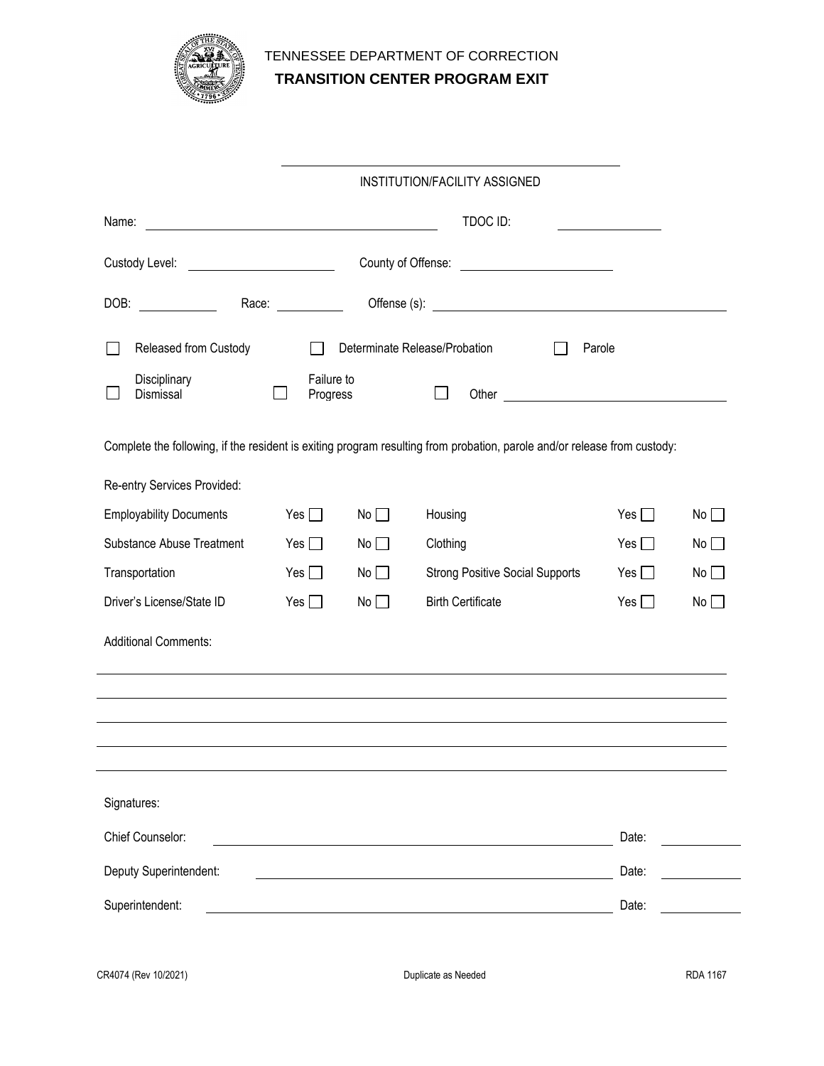TENNESSEE DEPARTMENT OF CORRECTION

# TRANSITION CENTER PROGRAM EXIT

______________________________________

INSTITUTION/FACILITY ASSIGNED

Name: ______________________________ TDOC ID: ______________

Custody Level: ________________ County of Offense: ________________

DOB: __________ Race: __________ Offense (s): ______________________________

☐ Released from Custody ☐ Determinate Release/Probation ☐ Parole

☐ Disciplinary Dismissal ☐ Failure to Progress ☐ Other ______________________

Complete the following, if the resident is exiting program resulting from probation, parole and/or release from custody:

Re-entry Services Provided:

| | | | | | |
|---|---|---|---|---|---|
| Employability Documents | Yes ☐ | No ☐ | Housing | Yes ☐ | No ☐ |
| Substance Abuse Treatment | Yes ☐ | No ☐ | Clothing | Yes ☐ | No ☐ |
| Transportation | Yes ☐ | No ☐ | Strong Positive Social Supports | Yes ☐ | No ☐ |
| Driver's License/State ID | Yes ☐ | No ☐ | Birth Certificate | Yes ☐ | No ☐ |

Additional Comments:

______________________________________________________________________

______________________________________________________________________

______________________________________________________________________

______________________________________________________________________

Signatures:

Chief Counselor: ______________________________ Date: __________

Deputy Superintendent: ______________________________ Date: __________

Superintendent: ______________________________ Date: __________

CR4074 (Rev 10/2021) Duplicate as Needed RDA 1167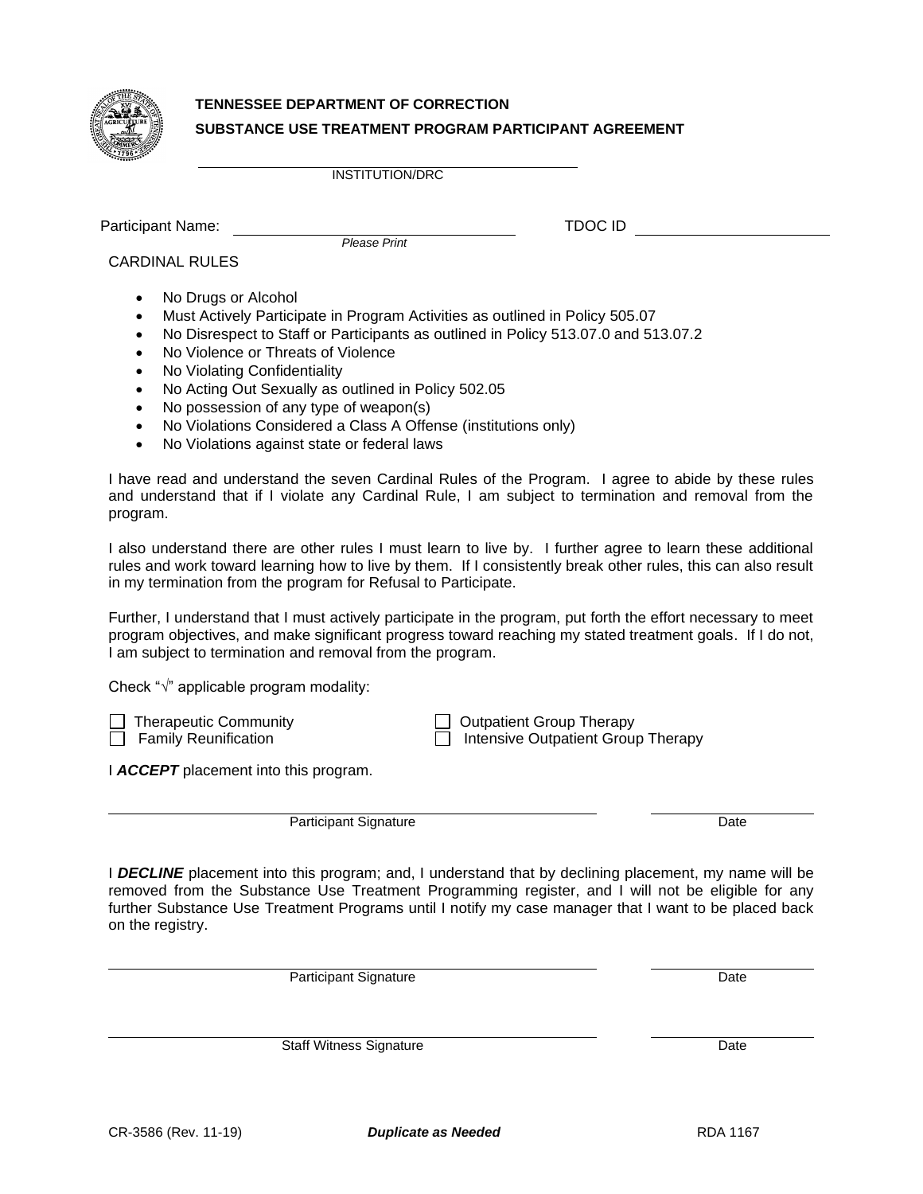**TENNESSEE DEPARTMENT OF CORRECTION**

**SUBSTANCE USE TREATMENT PROGRAM PARTICIPANT AGREEMENT**

\_\_\_\_\_\_\_\_\_\_\_\_\_\_\_\_\_\_\_\_\_\_\_\_\_\_\_\_\_\_\_\_\_\_\_\_\_\_\_\_
INSTITUTION/DRC

Participant Name: \_\_\_\_\_\_\_\_\_\_\_\_\_\_\_\_\_\_\_\_\_\_\_\_\_\_\_\_\_\_ TDOC ID \_\_\_\_\_\_\_\_\_\_\_\_\_\_\_\_\_\_\_\_
*Please Print*

CARDINAL RULES

- No Drugs or Alcohol
- Must Actively Participate in Program Activities as outlined in Policy 505.07
- No Disrespect to Staff or Participants as outlined in Policy 513.07.0 and 513.07.2
- No Violence or Threats of Violence
- No Violating Confidentiality
- No Acting Out Sexually as outlined in Policy 502.05
- No possession of any type of weapon(s)
- No Violations Considered a Class A Offense (institutions only)
- No Violations against state or federal laws

I have read and understand the seven Cardinal Rules of the Program. I agree to abide by these rules and understand that if I violate any Cardinal Rule, I am subject to termination and removal from the program.

I also understand there are other rules I must learn to live by. I further agree to learn these additional rules and work toward learning how to live by them. If I consistently break other rules, this can also result in my termination from the program for Refusal to Participate.

Further, I understand that I must actively participate in the program, put forth the effort necessary to meet program objectives, and make significant progress toward reaching my stated treatment goals. If I do not, I am subject to termination and removal from the program.

Check "√" applicable program modality:

- ☐ Therapeutic Community
- ☐ Family Reunification
- ☐ Outpatient Group Therapy
- ☐ Intensive Outpatient Group Therapy

I ***ACCEPT*** placement into this program.

\_\_\_\_\_\_\_\_\_\_\_\_\_\_\_\_\_\_\_\_\_\_\_\_\_\_\_\_\_\_\_\_\_\_\_\_\_\_\_\_ \_\_\_\_\_\_\_\_\_\_\_\_\_\_\_\_
Participant Signature Date

I ***DECLINE*** placement into this program; and, I understand that by declining placement, my name will be removed from the Substance Use Treatment Programming register, and I will not be eligible for any further Substance Use Treatment Programs until I notify my case manager that I want to be placed back on the registry.

\_\_\_\_\_\_\_\_\_\_\_\_\_\_\_\_\_\_\_\_\_\_\_\_\_\_\_\_\_\_\_\_\_\_\_\_\_\_\_\_ \_\_\_\_\_\_\_\_\_\_\_\_\_\_\_\_
Participant Signature Date

\_\_\_\_\_\_\_\_\_\_\_\_\_\_\_\_\_\_\_\_\_\_\_\_\_\_\_\_\_\_\_\_\_\_\_\_\_\_\_\_ \_\_\_\_\_\_\_\_\_\_\_\_\_\_\_\_
Staff Witness Signature Date

CR-3586 (Rev. 11-19) ***Duplicate as Needed*** RDA 1167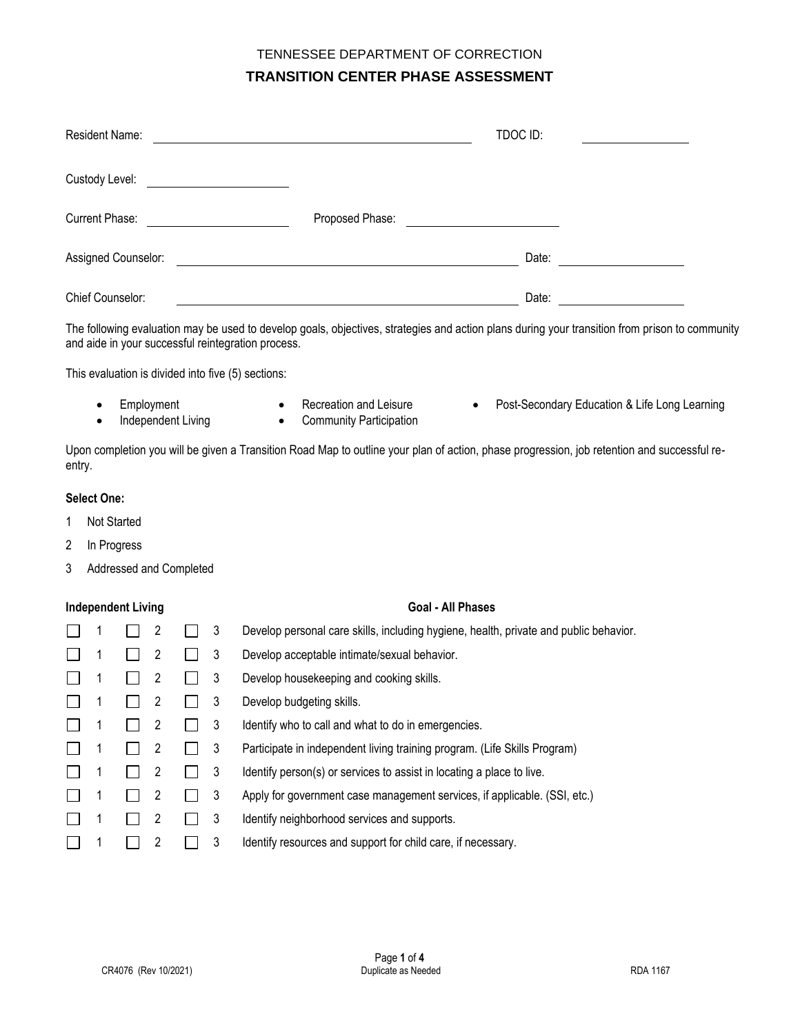TENNESSEE DEPARTMENT OF CORRECTION

# TRANSITION CENTER PHASE ASSESSMENT

Resident Name: ______________________________ TDOC ID: ____________

Custody Level: ______________

Current Phase: ______________ Proposed Phase: ______________

Assigned Counselor: ______________________________ Date: ____________

Chief Counselor: ______________________________ Date: ____________

The following evaluation may be used to develop goals, objectives, strategies and action plans during your transition from prison to community and aide in your successful reintegration process.

This evaluation is divided into five (5) sections:

- Employment
- Independent Living
- Recreation and Leisure
- Community Participation
- Post-Secondary Education & Life Long Learning

Upon completion you will be given a Transition Road Map to outline your plan of action, phase progression, job retention and successful re-entry.

**Select One:**

1 Not Started

2 In Progress

3 Addressed and Completed

| **Independent Living** | | | **Goal - All Phases** |
|---|---|---|---|
| ☐ 1 | ☐ 2 | ☐ 3 | Develop personal care skills, including hygiene, health, private and public behavior. |
| ☐ 1 | ☐ 2 | ☐ 3 | Develop acceptable intimate/sexual behavior. |
| ☐ 1 | ☐ 2 | ☐ 3 | Develop housekeeping and cooking skills. |
| ☐ 1 | ☐ 2 | ☐ 3 | Develop budgeting skills. |
| ☐ 1 | ☐ 2 | ☐ 3 | Identify who to call and what to do in emergencies. |
| ☐ 1 | ☐ 2 | ☐ 3 | Participate in independent living training program. (Life Skills Program) |
| ☐ 1 | ☐ 2 | ☐ 3 | Identify person(s) or services to assist in locating a place to live. |
| ☐ 1 | ☐ 2 | ☐ 3 | Apply for government case management services, if applicable. (SSI, etc.) |
| ☐ 1 | ☐ 2 | ☐ 3 | Identify neighborhood services and supports. |
| ☐ 1 | ☐ 2 | ☐ 3 | Identify resources and support for child care, if necessary. |

CR4076 (Rev 10/2021) Duplicate as Needed RDA 1167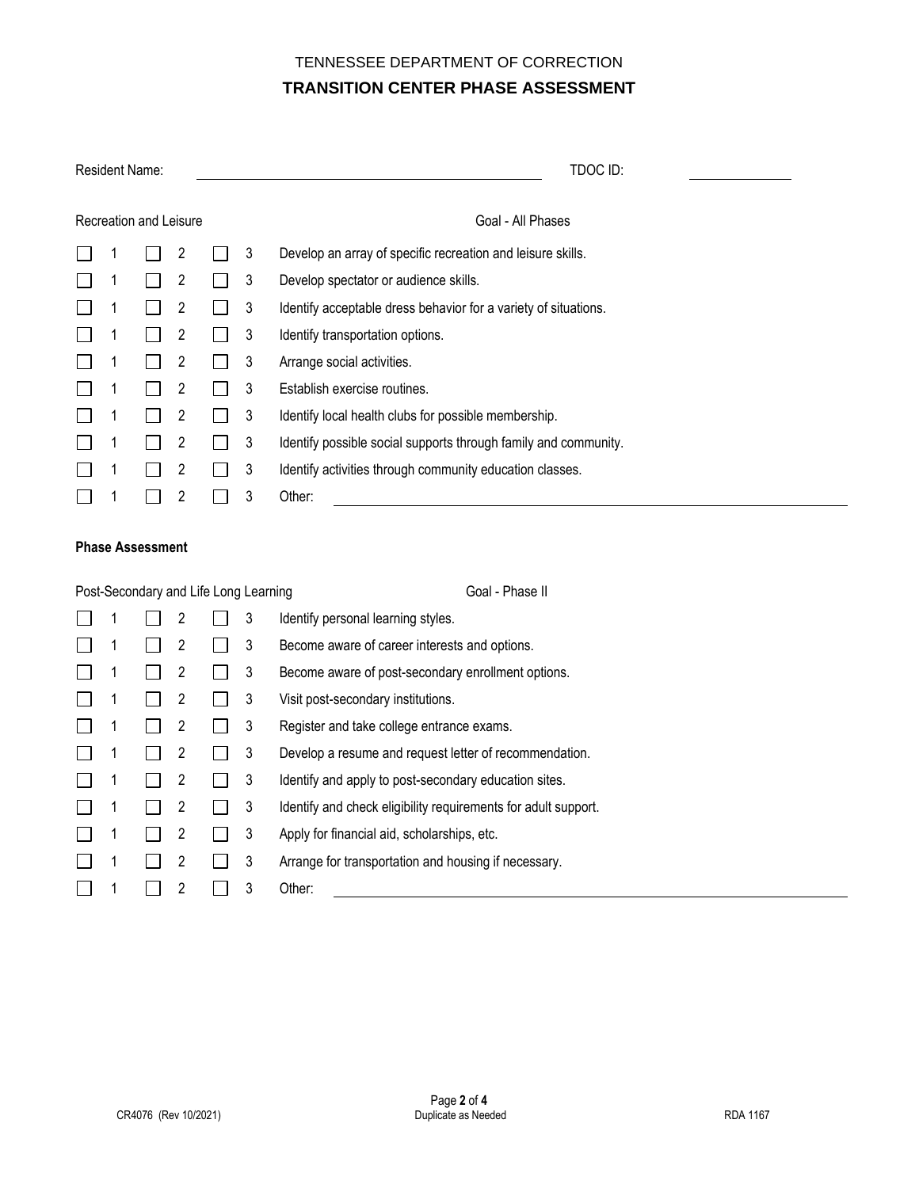TENNESSEE DEPARTMENT OF CORRECTION

# TRANSITION CENTER PHASE ASSESSMENT

Resident Name: ______________________________ TDOC ID: ____________

Recreation and Leisure — Goal - All Phases

| | | | |
|---|---|---|---|
| ☐ 1 | ☐ 2 | ☐ 3 | Develop an array of specific recreation and leisure skills. |
| ☐ 1 | ☐ 2 | ☐ 3 | Develop spectator or audience skills. |
| ☐ 1 | ☐ 2 | ☐ 3 | Identify acceptable dress behavior for a variety of situations. |
| ☐ 1 | ☐ 2 | ☐ 3 | Identify transportation options. |
| ☐ 1 | ☐ 2 | ☐ 3 | Arrange social activities. |
| ☐ 1 | ☐ 2 | ☐ 3 | Establish exercise routines. |
| ☐ 1 | ☐ 2 | ☐ 3 | Identify local health clubs for possible membership. |
| ☐ 1 | ☐ 2 | ☐ 3 | Identify possible social supports through family and community. |
| ☐ 1 | ☐ 2 | ☐ 3 | Identify activities through community education classes. |
| ☐ 1 | ☐ 2 | ☐ 3 | Other: ______________________________ |

**Phase Assessment**

Post-Secondary and Life Long Learning — Goal - Phase II

| | | | |
|---|---|---|---|
| ☐ 1 | ☐ 2 | ☐ 3 | Identify personal learning styles. |
| ☐ 1 | ☐ 2 | ☐ 3 | Become aware of career interests and options. |
| ☐ 1 | ☐ 2 | ☐ 3 | Become aware of post-secondary enrollment options. |
| ☐ 1 | ☐ 2 | ☐ 3 | Visit post-secondary institutions. |
| ☐ 1 | ☐ 2 | ☐ 3 | Register and take college entrance exams. |
| ☐ 1 | ☐ 2 | ☐ 3 | Develop a resume and request letter of recommendation. |
| ☐ 1 | ☐ 2 | ☐ 3 | Identify and apply to post-secondary education sites. |
| ☐ 1 | ☐ 2 | ☐ 3 | Identify and check eligibility requirements for adult support. |
| ☐ 1 | ☐ 2 | ☐ 3 | Apply for financial aid, scholarships, etc. |
| ☐ 1 | ☐ 2 | ☐ 3 | Arrange for transportation and housing if necessary. |
| ☐ 1 | ☐ 2 | ☐ 3 | Other: ______________________________ |

CR4076 (Rev 10/2021) Duplicate as Needed RDA 1167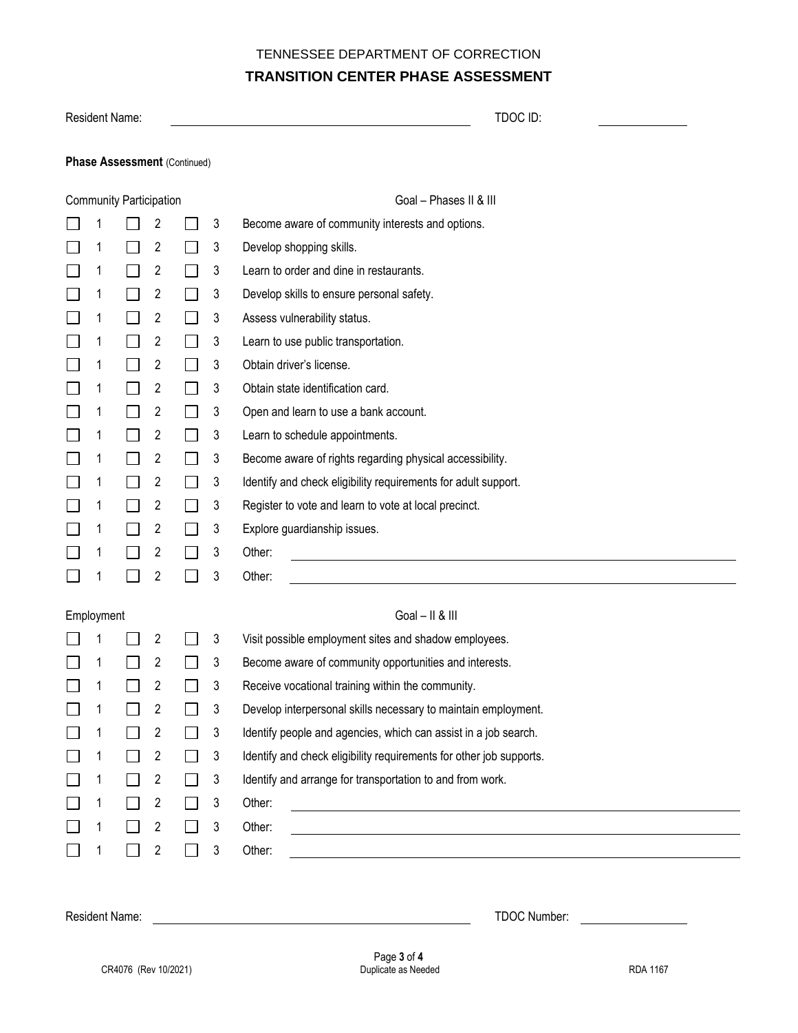TENNESSEE DEPARTMENT OF CORRECTION

# TRANSITION CENTER PHASE ASSESSMENT

Resident Name: ______________________________ TDOC ID: ____________

**Phase Assessment** (Continued)

| Community Participation | | | Goal – Phases II & III |
|---|---|---|---|
| ☐ 1 | ☐ 2 | ☐ 3 | Become aware of community interests and options. |
| ☐ 1 | ☐ 2 | ☐ 3 | Develop shopping skills. |
| ☐ 1 | ☐ 2 | ☐ 3 | Learn to order and dine in restaurants. |
| ☐ 1 | ☐ 2 | ☐ 3 | Develop skills to ensure personal safety. |
| ☐ 1 | ☐ 2 | ☐ 3 | Assess vulnerability status. |
| ☐ 1 | ☐ 2 | ☐ 3 | Learn to use public transportation. |
| ☐ 1 | ☐ 2 | ☐ 3 | Obtain driver's license. |
| ☐ 1 | ☐ 2 | ☐ 3 | Obtain state identification card. |
| ☐ 1 | ☐ 2 | ☐ 3 | Open and learn to use a bank account. |
| ☐ 1 | ☐ 2 | ☐ 3 | Learn to schedule appointments. |
| ☐ 1 | ☐ 2 | ☐ 3 | Become aware of rights regarding physical accessibility. |
| ☐ 1 | ☐ 2 | ☐ 3 | Identify and check eligibility requirements for adult support. |
| ☐ 1 | ☐ 2 | ☐ 3 | Register to vote and learn to vote at local precinct. |
| ☐ 1 | ☐ 2 | ☐ 3 | Explore guardianship issues. |
| ☐ 1 | ☐ 2 | ☐ 3 | Other: ______________________________ |
| ☐ 1 | ☐ 2 | ☐ 3 | Other: ______________________________ |

| Employment | | | Goal – II & III |
|---|---|---|---|
| ☐ 1 | ☐ 2 | ☐ 3 | Visit possible employment sites and shadow employees. |
| ☐ 1 | ☐ 2 | ☐ 3 | Become aware of community opportunities and interests. |
| ☐ 1 | ☐ 2 | ☐ 3 | Receive vocational training within the community. |
| ☐ 1 | ☐ 2 | ☐ 3 | Develop interpersonal skills necessary to maintain employment. |
| ☐ 1 | ☐ 2 | ☐ 3 | Identify people and agencies, which can assist in a job search. |
| ☐ 1 | ☐ 2 | ☐ 3 | Identify and check eligibility requirements for other job supports. |
| ☐ 1 | ☐ 2 | ☐ 3 | Identify and arrange for transportation to and from work. |
| ☐ 1 | ☐ 2 | ☐ 3 | Other: ______________________________ |
| ☐ 1 | ☐ 2 | ☐ 3 | Other: ______________________________ |
| ☐ 1 | ☐ 2 | ☐ 3 | Other: ______________________________ |

Resident Name: ______________________________ TDOC Number: ____________

CR4076 (Rev 10/2021) Duplicate as Needed RDA 1167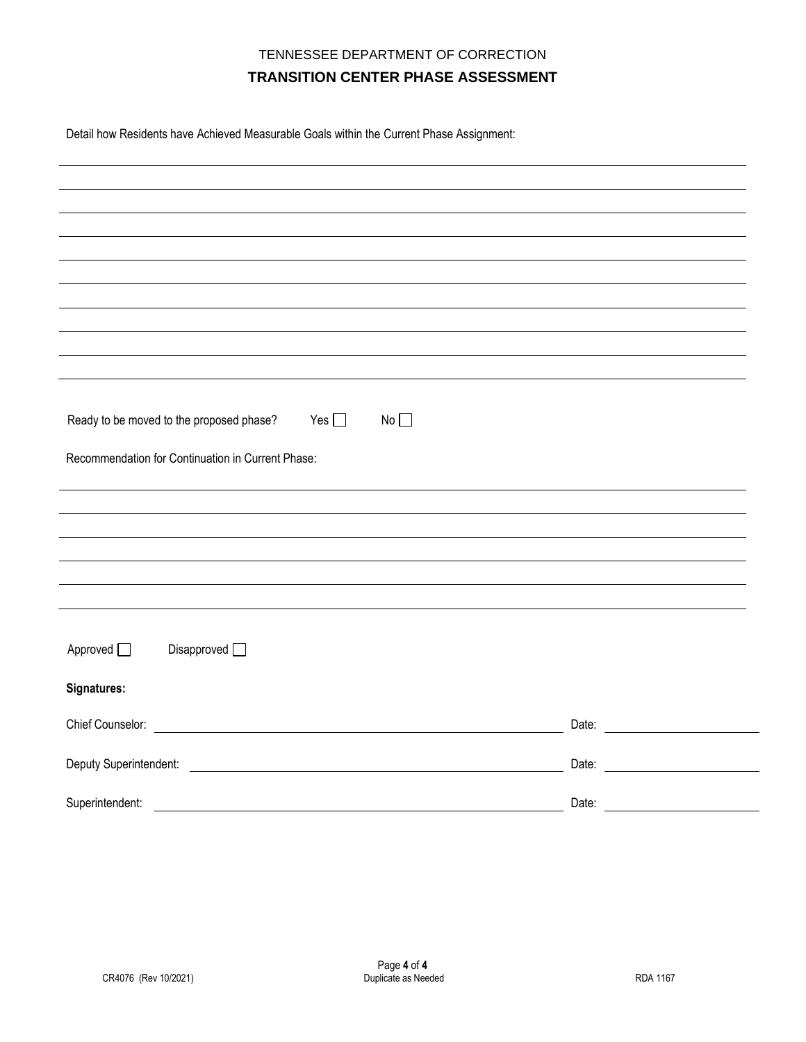TENNESSEE DEPARTMENT OF CORRECTION

# TRANSITION CENTER PHASE ASSESSMENT

Detail how Residents have Achieved Measurable Goals within the Current Phase Assignment:

\_\_\_\_\_\_\_\_\_\_\_\_\_\_\_\_\_\_\_\_\_\_\_\_\_\_\_\_\_\_\_\_\_\_\_\_\_\_\_\_\_\_\_\_\_\_\_\_\_\_\_\_\_\_\_\_\_\_\_\_\_\_\_\_\_\_\_\_\_\_\_\_\_\_\_\_\_\_

\_\_\_\_\_\_\_\_\_\_\_\_\_\_\_\_\_\_\_\_\_\_\_\_\_\_\_\_\_\_\_\_\_\_\_\_\_\_\_\_\_\_\_\_\_\_\_\_\_\_\_\_\_\_\_\_\_\_\_\_\_\_\_\_\_\_\_\_\_\_\_\_\_\_\_\_\_\_

\_\_\_\_\_\_\_\_\_\_\_\_\_\_\_\_\_\_\_\_\_\_\_\_\_\_\_\_\_\_\_\_\_\_\_\_\_\_\_\_\_\_\_\_\_\_\_\_\_\_\_\_\_\_\_\_\_\_\_\_\_\_\_\_\_\_\_\_\_\_\_\_\_\_\_\_\_\_

\_\_\_\_\_\_\_\_\_\_\_\_\_\_\_\_\_\_\_\_\_\_\_\_\_\_\_\_\_\_\_\_\_\_\_\_\_\_\_\_\_\_\_\_\_\_\_\_\_\_\_\_\_\_\_\_\_\_\_\_\_\_\_\_\_\_\_\_\_\_\_\_\_\_\_\_\_\_

\_\_\_\_\_\_\_\_\_\_\_\_\_\_\_\_\_\_\_\_\_\_\_\_\_\_\_\_\_\_\_\_\_\_\_\_\_\_\_\_\_\_\_\_\_\_\_\_\_\_\_\_\_\_\_\_\_\_\_\_\_\_\_\_\_\_\_\_\_\_\_\_\_\_\_\_\_\_

\_\_\_\_\_\_\_\_\_\_\_\_\_\_\_\_\_\_\_\_\_\_\_\_\_\_\_\_\_\_\_\_\_\_\_\_\_\_\_\_\_\_\_\_\_\_\_\_\_\_\_\_\_\_\_\_\_\_\_\_\_\_\_\_\_\_\_\_\_\_\_\_\_\_\_\_\_\_

\_\_\_\_\_\_\_\_\_\_\_\_\_\_\_\_\_\_\_\_\_\_\_\_\_\_\_\_\_\_\_\_\_\_\_\_\_\_\_\_\_\_\_\_\_\_\_\_\_\_\_\_\_\_\_\_\_\_\_\_\_\_\_\_\_\_\_\_\_\_\_\_\_\_\_\_\_\_

\_\_\_\_\_\_\_\_\_\_\_\_\_\_\_\_\_\_\_\_\_\_\_\_\_\_\_\_\_\_\_\_\_\_\_\_\_\_\_\_\_\_\_\_\_\_\_\_\_\_\_\_\_\_\_\_\_\_\_\_\_\_\_\_\_\_\_\_\_\_\_\_\_\_\_\_\_\_

\_\_\_\_\_\_\_\_\_\_\_\_\_\_\_\_\_\_\_\_\_\_\_\_\_\_\_\_\_\_\_\_\_\_\_\_\_\_\_\_\_\_\_\_\_\_\_\_\_\_\_\_\_\_\_\_\_\_\_\_\_\_\_\_\_\_\_\_\_\_\_\_\_\_\_\_\_\_

Ready to be moved to the proposed phase? Yes ☐ No ☐

Recommendation for Continuation in Current Phase:

\_\_\_\_\_\_\_\_\_\_\_\_\_\_\_\_\_\_\_\_\_\_\_\_\_\_\_\_\_\_\_\_\_\_\_\_\_\_\_\_\_\_\_\_\_\_\_\_\_\_\_\_\_\_\_\_\_\_\_\_\_\_\_\_\_\_\_\_\_\_\_\_\_\_\_\_\_\_

\_\_\_\_\_\_\_\_\_\_\_\_\_\_\_\_\_\_\_\_\_\_\_\_\_\_\_\_\_\_\_\_\_\_\_\_\_\_\_\_\_\_\_\_\_\_\_\_\_\_\_\_\_\_\_\_\_\_\_\_\_\_\_\_\_\_\_\_\_\_\_\_\_\_\_\_\_\_

\_\_\_\_\_\_\_\_\_\_\_\_\_\_\_\_\_\_\_\_\_\_\_\_\_\_\_\_\_\_\_\_\_\_\_\_\_\_\_\_\_\_\_\_\_\_\_\_\_\_\_\_\_\_\_\_\_\_\_\_\_\_\_\_\_\_\_\_\_\_\_\_\_\_\_\_\_\_

\_\_\_\_\_\_\_\_\_\_\_\_\_\_\_\_\_\_\_\_\_\_\_\_\_\_\_\_\_\_\_\_\_\_\_\_\_\_\_\_\_\_\_\_\_\_\_\_\_\_\_\_\_\_\_\_\_\_\_\_\_\_\_\_\_\_\_\_\_\_\_\_\_\_\_\_\_\_

\_\_\_\_\_\_\_\_\_\_\_\_\_\_\_\_\_\_\_\_\_\_\_\_\_\_\_\_\_\_\_\_\_\_\_\_\_\_\_\_\_\_\_\_\_\_\_\_\_\_\_\_\_\_\_\_\_\_\_\_\_\_\_\_\_\_\_\_\_\_\_\_\_\_\_\_\_\_

\_\_\_\_\_\_\_\_\_\_\_\_\_\_\_\_\_\_\_\_\_\_\_\_\_\_\_\_\_\_\_\_\_\_\_\_\_\_\_\_\_\_\_\_\_\_\_\_\_\_\_\_\_\_\_\_\_\_\_\_\_\_\_\_\_\_\_\_\_\_\_\_\_\_\_\_\_\_

Approved ☐ Disapproved ☐

**Signatures:**

Chief Counselor: \_\_\_\_\_\_\_\_\_\_\_\_\_\_\_\_\_\_\_\_\_\_\_\_\_\_\_\_\_\_\_\_\_\_\_\_\_\_\_\_ Date: \_\_\_\_\_\_\_\_\_\_\_\_\_\_\_\_

Deputy Superintendent: \_\_\_\_\_\_\_\_\_\_\_\_\_\_\_\_\_\_\_\_\_\_\_\_\_\_\_\_\_\_\_\_\_\_\_\_\_\_\_\_ Date: \_\_\_\_\_\_\_\_\_\_\_\_\_\_\_\_

Superintendent: \_\_\_\_\_\_\_\_\_\_\_\_\_\_\_\_\_\_\_\_\_\_\_\_\_\_\_\_\_\_\_\_\_\_\_\_\_\_\_\_ Date: \_\_\_\_\_\_\_\_\_\_\_\_\_\_\_\_

CR4076 (Rev 10/2021) Duplicate as Needed RDA 1167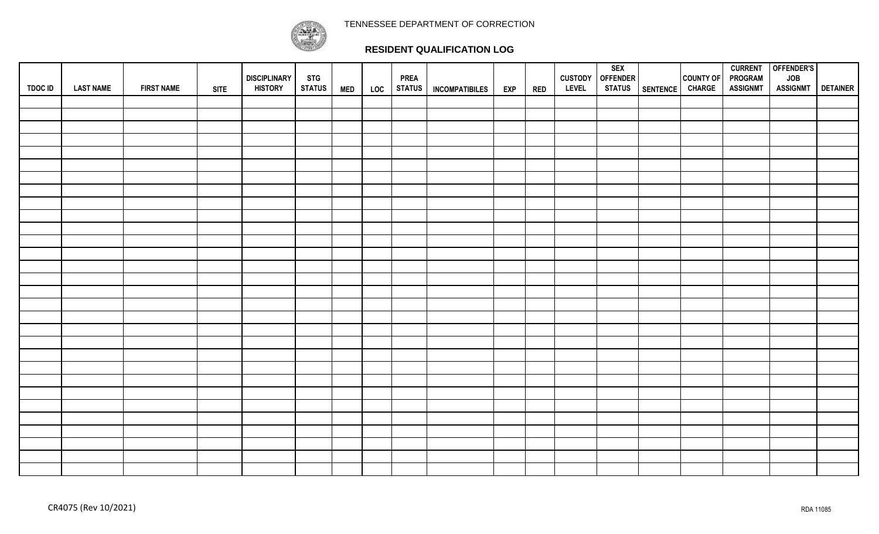TENNESSEE DEPARTMENT OF CORRECTION

# RESIDENT QUALIFICATION LOG

| TDOC ID | LAST NAME | FIRST NAME | SITE | DISCIPLINARY HISTORY | STG STATUS | MED | LOC | PREA STATUS | INCOMPATIBILES | EXP | RED | CUSTODY LEVEL | SEX OFFENDER STATUS | SENTENCE | COUNTY OF CHARGE | CURRENT PROGRAM ASSIGNMT | OFFENDER'S JOB ASSIGNMT | DETAINER |
|---|---|---|---|---|---|---|---|---|---|---|---|---|---|---|---|---|---|---|
| | | | | | | | | | | | | | | | | | | |
| | | | | | | | | | | | | | | | | | | |
| | | | | | | | | | | | | | | | | | | |
| | | | | | | | | | | | | | | | | | | |
| | | | | | | | | | | | | | | | | | | |
| | | | | | | | | | | | | | | | | | | |
| | | | | | | | | | | | | | | | | | | |
| | | | | | | | | | | | | | | | | | | |
| | | | | | | | | | | | | | | | | | | |
| | | | | | | | | | | | | | | | | | | |
| | | | | | | | | | | | | | | | | | | |
| | | | | | | | | | | | | | | | | | | |
| | | | | | | | | | | | | | | | | | | |
| | | | | | | | | | | | | | | | | | | |
| | | | | | | | | | | | | | | | | | | |
| | | | | | | | | | | | | | | | | | | |
| | | | | | | | | | | | | | | | | | | |
| | | | | | | | | | | | | | | | | | | |
| | | | | | | | | | | | | | | | | | | |
| | | | | | | | | | | | | | | | | | | |
| | | | | | | | | | | | | | | | | | | |
| | | | | | | | | | | | | | | | | | | |
| | | | | | | | | | | | | | | | | | | |
| | | | | | | | | | | | | | | | | | | |
| | | | | | | | | | | | | | | | | | | |
| | | | | | | | | | | | | | | | | | | |
| | | | | | | | | | | | | | | | | | | |
| | | | | | | | | | | | | | | | | | | |
| | | | | | | | | | | | | | | | | | | |
| | | | | | | | | | | | | | | | | | | |
| | | | | | | | | | | | | | | | | | | |
| | | | | | | | | | | | | | | | | | | |

CR4075 (Rev 10/2021)

RDA 11085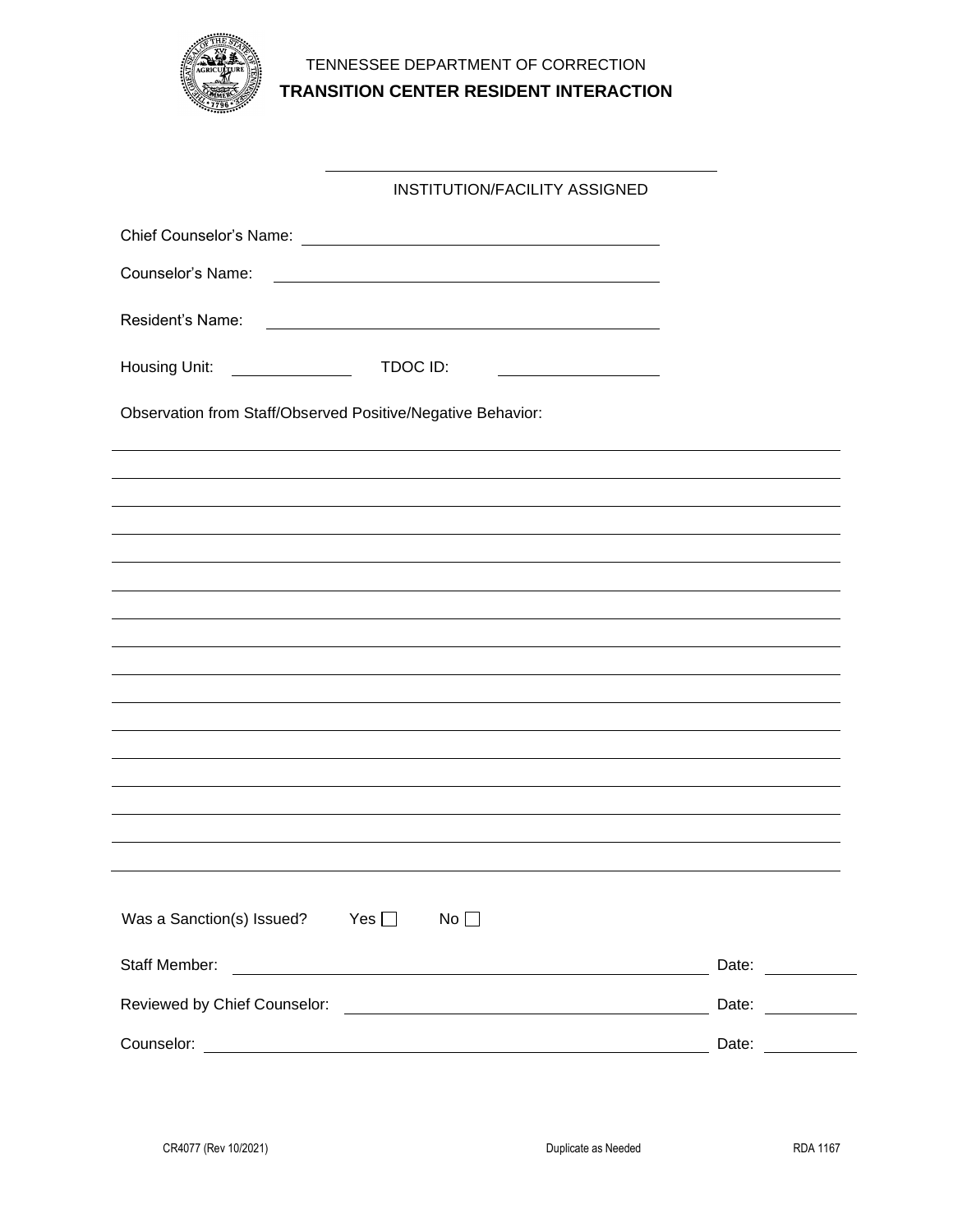TENNESSEE DEPARTMENT OF CORRECTION

**TRANSITION CENTER RESIDENT INTERACTION**

\_\_\_\_\_\_\_\_\_\_\_\_\_\_\_\_\_\_\_\_\_\_\_\_\_\_\_\_\_\_\_\_\_\_\_\_\_\_\_\_

INSTITUTION/FACILITY ASSIGNED

Chief Counselor's Name: \_\_\_\_\_\_\_\_\_\_\_\_\_\_\_\_\_\_\_\_\_\_\_\_\_\_\_\_\_\_\_\_\_\_\_\_

Counselor's Name: \_\_\_\_\_\_\_\_\_\_\_\_\_\_\_\_\_\_\_\_\_\_\_\_\_\_\_\_\_\_\_\_\_\_\_\_\_\_\_\_

Resident's Name: \_\_\_\_\_\_\_\_\_\_\_\_\_\_\_\_\_\_\_\_\_\_\_\_\_\_\_\_\_\_\_\_\_\_\_\_\_\_\_\_

Housing Unit: \_\_\_\_\_\_\_\_\_\_\_\_ TDOC ID: \_\_\_\_\_\_\_\_\_\_\_\_\_\_\_\_

Observation from Staff/Observed Positive/Negative Behavior:

\_\_\_\_\_\_\_\_\_\_\_\_\_\_\_\_\_\_\_\_\_\_\_\_\_\_\_\_\_\_\_\_\_\_\_\_\_\_\_\_\_\_\_\_\_\_\_\_\_\_\_\_\_\_\_\_\_\_\_\_\_\_\_\_\_\_\_\_\_\_\_\_

\_\_\_\_\_\_\_\_\_\_\_\_\_\_\_\_\_\_\_\_\_\_\_\_\_\_\_\_\_\_\_\_\_\_\_\_\_\_\_\_\_\_\_\_\_\_\_\_\_\_\_\_\_\_\_\_\_\_\_\_\_\_\_\_\_\_\_\_\_\_\_\_

\_\_\_\_\_\_\_\_\_\_\_\_\_\_\_\_\_\_\_\_\_\_\_\_\_\_\_\_\_\_\_\_\_\_\_\_\_\_\_\_\_\_\_\_\_\_\_\_\_\_\_\_\_\_\_\_\_\_\_\_\_\_\_\_\_\_\_\_\_\_\_\_

\_\_\_\_\_\_\_\_\_\_\_\_\_\_\_\_\_\_\_\_\_\_\_\_\_\_\_\_\_\_\_\_\_\_\_\_\_\_\_\_\_\_\_\_\_\_\_\_\_\_\_\_\_\_\_\_\_\_\_\_\_\_\_\_\_\_\_\_\_\_\_\_

\_\_\_\_\_\_\_\_\_\_\_\_\_\_\_\_\_\_\_\_\_\_\_\_\_\_\_\_\_\_\_\_\_\_\_\_\_\_\_\_\_\_\_\_\_\_\_\_\_\_\_\_\_\_\_\_\_\_\_\_\_\_\_\_\_\_\_\_\_\_\_\_

\_\_\_\_\_\_\_\_\_\_\_\_\_\_\_\_\_\_\_\_\_\_\_\_\_\_\_\_\_\_\_\_\_\_\_\_\_\_\_\_\_\_\_\_\_\_\_\_\_\_\_\_\_\_\_\_\_\_\_\_\_\_\_\_\_\_\_\_\_\_\_\_

\_\_\_\_\_\_\_\_\_\_\_\_\_\_\_\_\_\_\_\_\_\_\_\_\_\_\_\_\_\_\_\_\_\_\_\_\_\_\_\_\_\_\_\_\_\_\_\_\_\_\_\_\_\_\_\_\_\_\_\_\_\_\_\_\_\_\_\_\_\_\_\_

\_\_\_\_\_\_\_\_\_\_\_\_\_\_\_\_\_\_\_\_\_\_\_\_\_\_\_\_\_\_\_\_\_\_\_\_\_\_\_\_\_\_\_\_\_\_\_\_\_\_\_\_\_\_\_\_\_\_\_\_\_\_\_\_\_\_\_\_\_\_\_\_

\_\_\_\_\_\_\_\_\_\_\_\_\_\_\_\_\_\_\_\_\_\_\_\_\_\_\_\_\_\_\_\_\_\_\_\_\_\_\_\_\_\_\_\_\_\_\_\_\_\_\_\_\_\_\_\_\_\_\_\_\_\_\_\_\_\_\_\_\_\_\_\_

\_\_\_\_\_\_\_\_\_\_\_\_\_\_\_\_\_\_\_\_\_\_\_\_\_\_\_\_\_\_\_\_\_\_\_\_\_\_\_\_\_\_\_\_\_\_\_\_\_\_\_\_\_\_\_\_\_\_\_\_\_\_\_\_\_\_\_\_\_\_\_\_

\_\_\_\_\_\_\_\_\_\_\_\_\_\_\_\_\_\_\_\_\_\_\_\_\_\_\_\_\_\_\_\_\_\_\_\_\_\_\_\_\_\_\_\_\_\_\_\_\_\_\_\_\_\_\_\_\_\_\_\_\_\_\_\_\_\_\_\_\_\_\_\_

\_\_\_\_\_\_\_\_\_\_\_\_\_\_\_\_\_\_\_\_\_\_\_\_\_\_\_\_\_\_\_\_\_\_\_\_\_\_\_\_\_\_\_\_\_\_\_\_\_\_\_\_\_\_\_\_\_\_\_\_\_\_\_\_\_\_\_\_\_\_\_\_

\_\_\_\_\_\_\_\_\_\_\_\_\_\_\_\_\_\_\_\_\_\_\_\_\_\_\_\_\_\_\_\_\_\_\_\_\_\_\_\_\_\_\_\_\_\_\_\_\_\_\_\_\_\_\_\_\_\_\_\_\_\_\_\_\_\_\_\_\_\_\_\_

\_\_\_\_\_\_\_\_\_\_\_\_\_\_\_\_\_\_\_\_\_\_\_\_\_\_\_\_\_\_\_\_\_\_\_\_\_\_\_\_\_\_\_\_\_\_\_\_\_\_\_\_\_\_\_\_\_\_\_\_\_\_\_\_\_\_\_\_\_\_\_\_

\_\_\_\_\_\_\_\_\_\_\_\_\_\_\_\_\_\_\_\_\_\_\_\_\_\_\_\_\_\_\_\_\_\_\_\_\_\_\_\_\_\_\_\_\_\_\_\_\_\_\_\_\_\_\_\_\_\_\_\_\_\_\_\_\_\_\_\_\_\_\_\_

\_\_\_\_\_\_\_\_\_\_\_\_\_\_\_\_\_\_\_\_\_\_\_\_\_\_\_\_\_\_\_\_\_\_\_\_\_\_\_\_\_\_\_\_\_\_\_\_\_\_\_\_\_\_\_\_\_\_\_\_\_\_\_\_\_\_\_\_\_\_\_\_

Was a Sanction(s) Issued? Yes ☐ No ☐

Staff Member: \_\_\_\_\_\_\_\_\_\_\_\_\_\_\_\_\_\_\_\_\_\_\_\_\_\_\_\_\_\_\_\_\_\_\_\_\_\_\_\_\_\_\_\_ Date: \_\_\_\_\_\_\_\_\_

Reviewed by Chief Counselor: \_\_\_\_\_\_\_\_\_\_\_\_\_\_\_\_\_\_\_\_\_\_\_\_\_\_\_\_\_\_\_\_\_\_ Date: \_\_\_\_\_\_\_\_\_

Counselor: \_\_\_\_\_\_\_\_\_\_\_\_\_\_\_\_\_\_\_\_\_\_\_\_\_\_\_\_\_\_\_\_\_\_\_\_\_\_\_\_\_\_\_\_\_\_\_\_ Date: \_\_\_\_\_\_\_\_\_

CR4077 (Rev 10/2021) Duplicate as Needed RDA 1167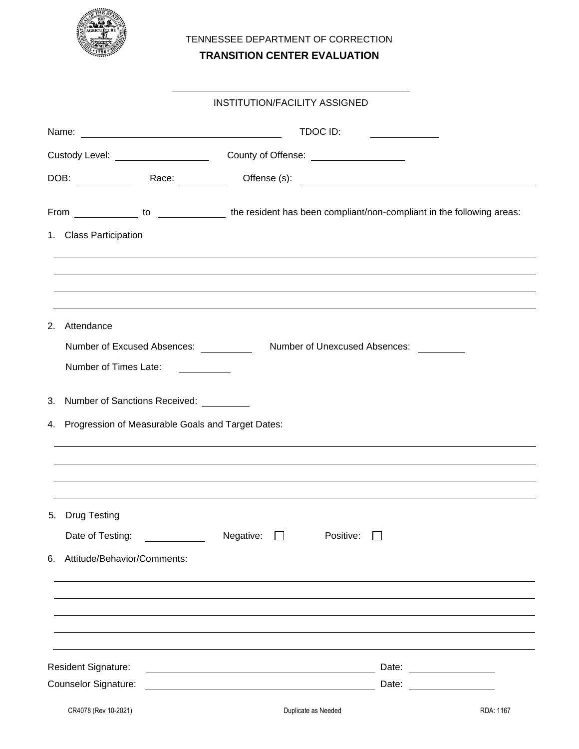TENNESSEE DEPARTMENT OF CORRECTION

# TRANSITION CENTER EVALUATION

______________________________

INSTITUTION/FACILITY ASSIGNED

Name: ______________________________ TDOC ID: ____________

Custody Level: ______________ County of Offense: ______________

DOB: ________ Race: ________ Offense (s): ______________________________

From __________ to __________ the resident has been compliant/non-compliant in the following areas:

1. Class Participation

______________________________________________________________________

______________________________________________________________________

______________________________________________________________________

______________________________________________________________________

2. Attendance

   Number of Excused Absences: ________ Number of Unexcused Absences: ________

   Number of Times Late: ________

3. Number of Sanctions Received: ________

4. Progression of Measurable Goals and Target Dates:

______________________________________________________________________

______________________________________________________________________

______________________________________________________________________

______________________________________________________________________

5. Drug Testing

   Date of Testing: ________ Negative: ☐ Positive: ☐

6. Attitude/Behavior/Comments:

______________________________________________________________________

______________________________________________________________________

______________________________________________________________________

______________________________________________________________________

______________________________________________________________________

Resident Signature: ______________________________ Date: ____________

Counselor Signature: ______________________________ Date: ____________

CR4078 (Rev 10-2021) Duplicate as Needed RDA: 1167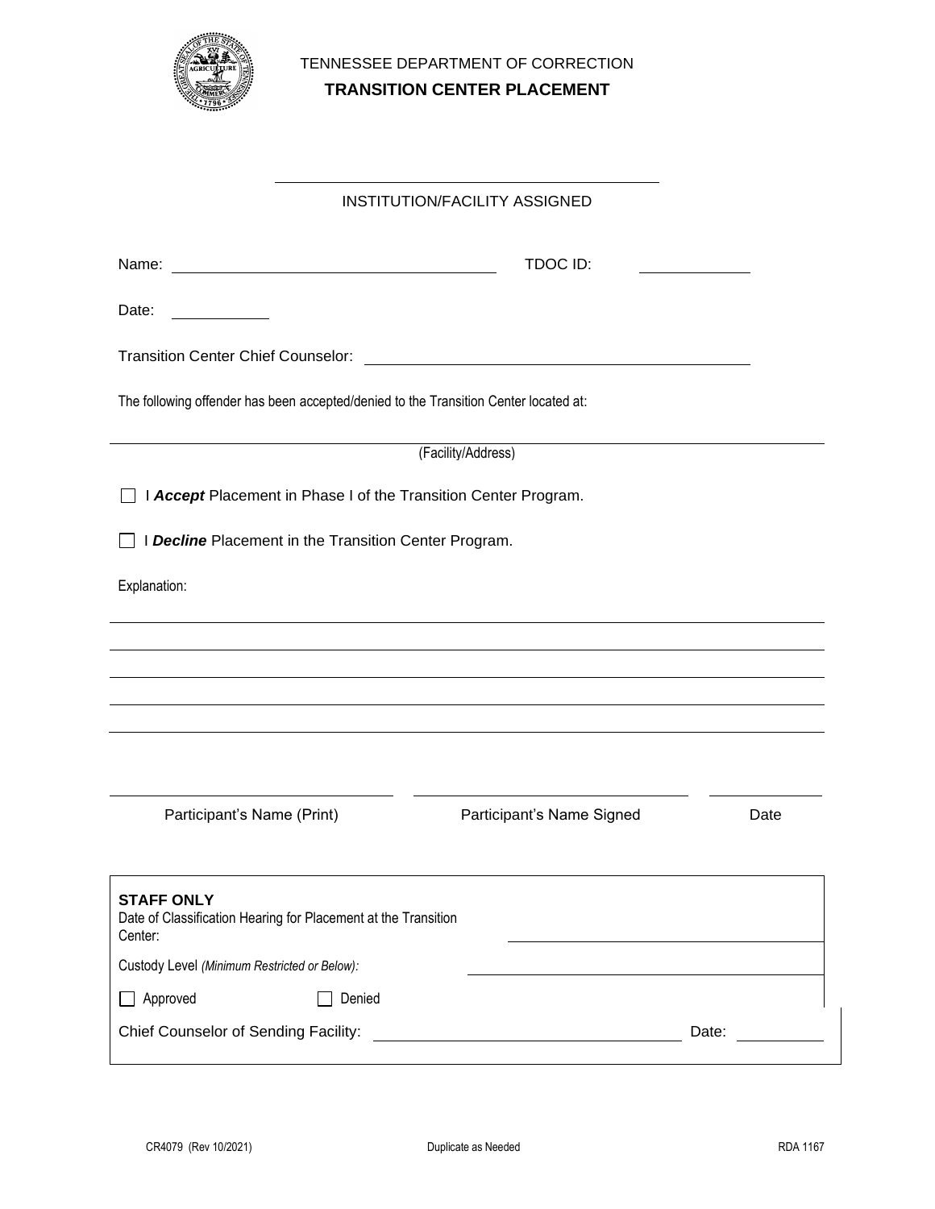TENNESSEE DEPARTMENT OF CORRECTION

# TRANSITION CENTER PLACEMENT

\_\_\_\_\_\_\_\_\_\_\_\_\_\_\_\_\_\_\_\_\_\_\_\_\_\_\_\_\_\_\_\_\_\_\_\_\_\_\_\_

INSTITUTION/FACILITY ASSIGNED

Name: \_\_\_\_\_\_\_\_\_\_\_\_\_\_\_\_\_\_\_\_\_\_\_\_\_\_\_\_\_\_\_\_\_\_ TDOC ID: \_\_\_\_\_\_\_\_\_\_\_\_

Date: \_\_\_\_\_\_\_\_\_\_

Transition Center Chief Counselor: \_\_\_\_\_\_\_\_\_\_\_\_\_\_\_\_\_\_\_\_\_\_\_\_\_\_\_\_\_\_\_\_\_\_\_\_\_\_\_\_

The following offender has been accepted/denied to the Transition Center located at:

\_\_\_\_\_\_\_\_\_\_\_\_\_\_\_\_\_\_\_\_\_\_\_\_\_\_\_\_\_\_\_\_\_\_\_\_\_\_\_\_\_\_\_\_\_\_\_\_\_\_\_\_\_\_\_\_\_\_\_\_\_\_\_\_\_\_\_\_\_\_

(Facility/Address)

☐ I ***Accept*** Placement in Phase I of the Transition Center Program.

☐ I ***Decline*** Placement in the Transition Center Program.

Explanation:

\_\_\_\_\_\_\_\_\_\_\_\_\_\_\_\_\_\_\_\_\_\_\_\_\_\_\_\_\_\_\_\_\_\_\_\_\_\_\_\_\_\_\_\_\_\_\_\_\_\_\_\_\_\_\_\_\_\_\_\_\_\_\_\_\_\_\_\_\_\_

\_\_\_\_\_\_\_\_\_\_\_\_\_\_\_\_\_\_\_\_\_\_\_\_\_\_\_\_\_\_\_\_\_\_\_\_\_\_\_\_\_\_\_\_\_\_\_\_\_\_\_\_\_\_\_\_\_\_\_\_\_\_\_\_\_\_\_\_\_\_

\_\_\_\_\_\_\_\_\_\_\_\_\_\_\_\_\_\_\_\_\_\_\_\_\_\_\_\_\_\_\_\_\_\_\_\_\_\_\_\_\_\_\_\_\_\_\_\_\_\_\_\_\_\_\_\_\_\_\_\_\_\_\_\_\_\_\_\_\_\_

\_\_\_\_\_\_\_\_\_\_\_\_\_\_\_\_\_\_\_\_\_\_\_\_\_\_\_\_\_\_\_\_\_\_\_\_\_\_\_\_\_\_\_\_\_\_\_\_\_\_\_\_\_\_\_\_\_\_\_\_\_\_\_\_\_\_\_\_\_\_

\_\_\_\_\_\_\_\_\_\_\_\_\_\_\_\_\_\_\_\_\_\_\_\_\_\_\_\_\_\_\_\_\_\_\_\_\_\_\_\_\_\_\_\_\_\_\_\_\_\_\_\_\_\_\_\_\_\_\_\_\_\_\_\_\_\_\_\_\_\_

| Participant's Name (Print) | Participant's Name Signed | Date |
|---|---|---|
| | | |

**STAFF ONLY**

Date of Classification Hearing for Placement at the Transition Center: \_\_\_\_\_\_\_\_\_\_\_\_\_\_\_\_\_\_\_\_\_\_\_\_

Custody Level *(Minimum Restricted or Below):* \_\_\_\_\_\_\_\_\_\_\_\_\_\_\_\_\_\_\_\_\_\_\_\_

☐ Approved ☐ Denied

Chief Counselor of Sending Facility: \_\_\_\_\_\_\_\_\_\_\_\_\_\_\_\_\_\_\_\_\_\_\_\_\_\_\_\_\_\_ Date: \_\_\_\_\_\_\_\_\_\_

CR4079 (Rev 10/2021) Duplicate as Needed RDA 1167